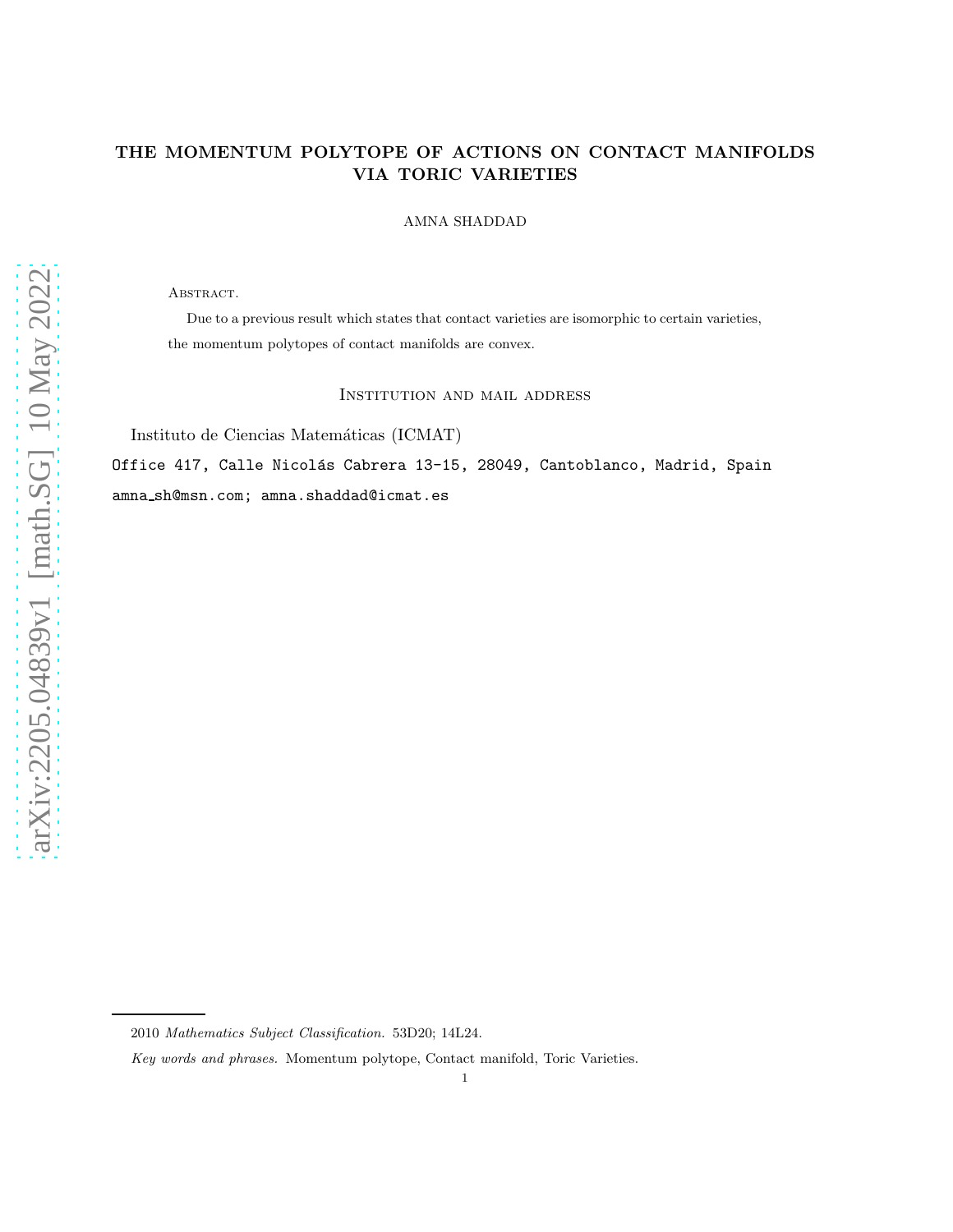# THE MOMENTUM POLYTOPE OF ACTIONS ON CONTACT MANIFOLDS VIA TORIC VARIETIES

AMNA SHADDAD

Abstract.

Due to a previous result which states that contact varieties are isomorphic to certain varieties, the momentum polytopes of contact manifolds are convex.

## Institution and mail address

Instituto de Ciencias Matemáticas (ICMAT)

Office 417, Calle Nicolás Cabrera 13-15, 28049, Cantoblanco, Madrid, Spain

amna_sh@msn.com; amna.shaddad@icmat.es

2010 *Mathematics Subject Classification.* 53D20; 14L24.

*Key words and phrases.* Momentum polytope, Contact manifold, Toric Varieties.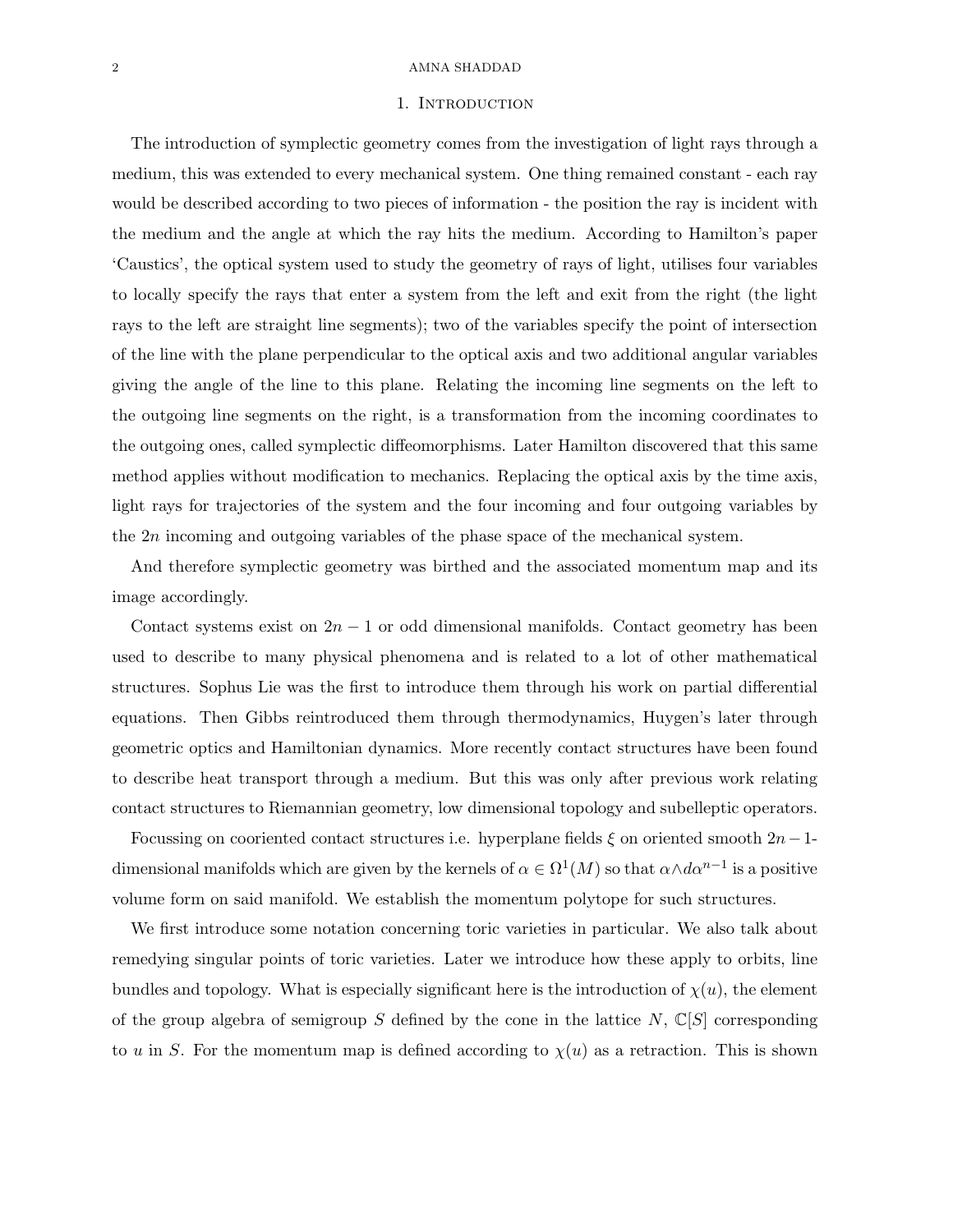## 1. Introduction

The introduction of symplectic geometry comes from the investigation of light rays through a medium, this was extended to every mechanical system. One thing remained constant - each ray would be described according to two pieces of information - the position the ray is incident with the medium and the angle at which the ray hits the medium. According to Hamilton's paper 'Caustics', the optical system used to study the geometry of rays of light, utilises four variables to locally specify the rays that enter a system from the left and exit from the right (the light rays to the left are straight line segments); two of the variables specify the point of intersection of the line with the plane perpendicular to the optical axis and two additional angular variables giving the angle of the line to this plane. Relating the incoming line segments on the left to the outgoing line segments on the right, is a transformation from the incoming coordinates to the outgoing ones, called symplectic diffeomorphisms. Later Hamilton discovered that this same method applies without modification to mechanics. Replacing the optical axis by the time axis, light rays for trajectories of the system and the four incoming and four outgoing variables by the $2n$ incoming and outgoing variables of the phase space of the mechanical system.

And therefore symplectic geometry was birthed and the associated momentum map and its image accordingly.

Contact systems exist on $2n-1$ or odd dimensional manifolds. Contact geometry has been used to describe to many physical phenomena and is related to a lot of other mathematical structures. Sophus Lie was the first to introduce them through his work on partial differential equations. Then Gibbs reintroduced them through thermodynamics, Huygen's later through geometric optics and Hamiltonian dynamics. More recently contact structures have been found to describe heat transport through a medium. But this was only after previous work relating contact structures to Riemannian geometry, low dimensional topology and subelleptic operators.

Focussing on cooriented contact structures i.e. hyperplane fields $\xi$ on oriented smooth $2n-1$-dimensional manifolds which are given by the kernels of $\alpha \in \Omega^1(M)$ so that $\alpha \wedge d\alpha^{n-1}$ is a positive volume form on said manifold. We establish the momentum polytope for such structures.

We first introduce some notation concerning toric varieties in particular. We also talk about remedying singular points of toric varieties. Later we introduce how these apply to orbits, line bundles and topology. What is especially significant here is the introduction of $\chi(u)$, the element of the group algebra of semigroup $S$ defined by the cone in the lattice $N$, $\mathbb{C}[S]$ corresponding to $u$ in $S$. For the momentum map is defined according to $\chi(u)$ as a retraction. This is shown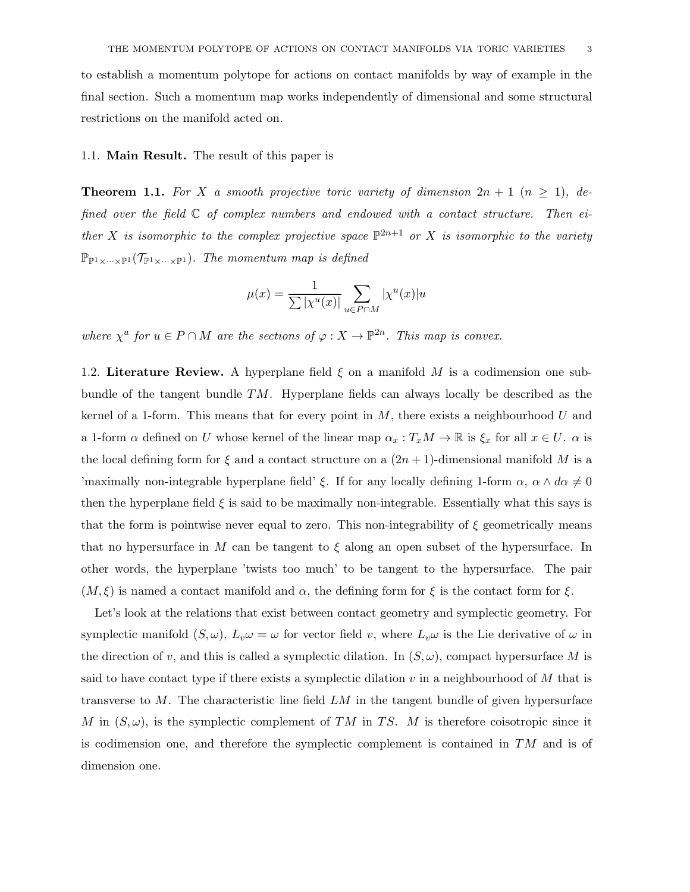to establish a momentum polytope for actions on contact manifolds by way of example in the final section. Such a momentum map works independently of dimensional and some structural restrictions on the manifold acted on.

### 1.1. Main Result.

The result of this paper is

**Theorem 1.1.** *For $X$ a smooth projective toric variety of dimension $2n+1$ ($n \geq 1$), defined over the field $\mathbb{C}$ of complex numbers and endowed with a contact structure. Then either $X$ is isomorphic to the complex projective space $\mathbb{P}^{2n+1}$ or $X$ is isomorphic to the variety $\mathbb{P}_{\mathbb{P}^1 \times \cdots \times \mathbb{P}^1}(\mathcal{T}_{\mathbb{P}^1 \times \cdots \times \mathbb{P}^1})$. The momentum map is defined*

$$\mu(x) = \frac{1}{\sum |\chi^u(x)|} \sum_{u \in P \cap M} |\chi^u(x)| u$$

*where $\chi^u$ for $u \in P \cap M$ are the sections of $\varphi : X \to \mathbb{P}^{2n}$. This map is convex.*

### 1.2. Literature Review.

A hyperplane field $\xi$ on a manifold $M$ is a codimension one subbundle of the tangent bundle $TM$. Hyperplane fields can always locally be described as the kernel of a 1-form. This means that for every point in $M$, there exists a neighbourhood $U$ and a 1-form $\alpha$ defined on $U$ whose kernel of the linear map $\alpha_x : T_xM \to \mathbb{R}$ is $\xi_x$ for all $x \in U$. $\alpha$ is the local defining form for $\xi$ and a contact structure on a $(2n+1)$-dimensional manifold $M$ is a 'maximally non-integrable hyperplane field' $\xi$. If for any locally defining 1-form $\alpha$, $\alpha \wedge d\alpha \neq 0$ then the hyperplane field $\xi$ is said to be maximally non-integrable. Essentially what this says is that the form is pointwise never equal to zero. This non-integrability of $\xi$ geometrically means that no hypersurface in $M$ can be tangent to $\xi$ along an open subset of the hypersurface. In other words, the hyperplane 'twists too much' to be tangent to the hypersurface. The pair $(M, \xi)$ is named a contact manifold and $\alpha$, the defining form for $\xi$ is the contact form for $\xi$.

Let's look at the relations that exist between contact geometry and symplectic geometry. For symplectic manifold $(S, \omega)$, $L_v\omega = \omega$ for vector field $v$, where $L_v\omega$ is the Lie derivative of $\omega$ in the direction of $v$, and this is called a symplectic dilation. In $(S, \omega)$, compact hypersurface $M$ is said to have contact type if there exists a symplectic dilation $v$ in a neighbourhood of $M$ that is transverse to $M$. The characteristic line field $LM$ in the tangent bundle of given hypersurface $M$ in $(S, \omega)$, is the symplectic complement of $TM$ in $TS$. $M$ is therefore coisotropic since it is codimension one, and therefore the symplectic complement is contained in $TM$ and is of dimension one.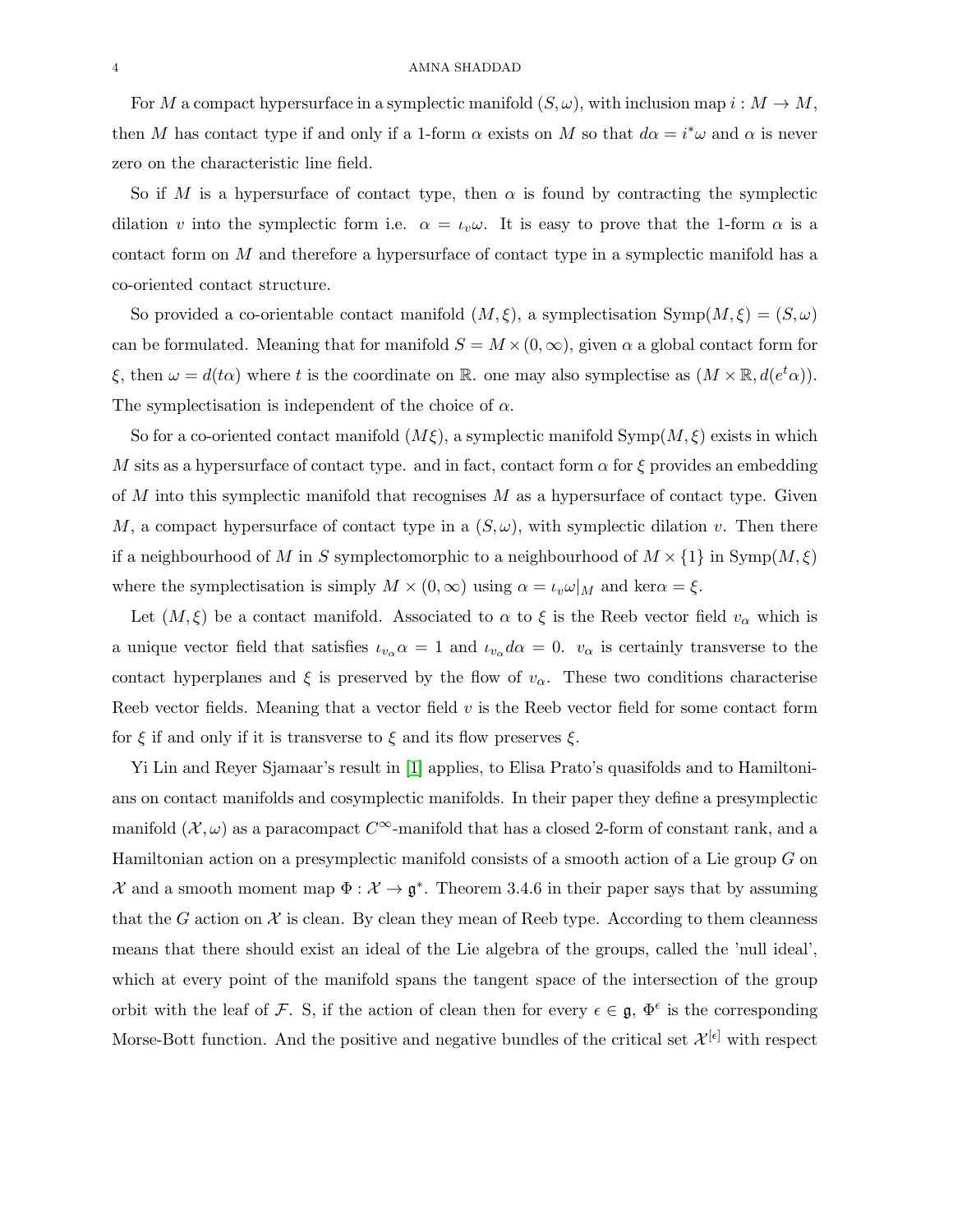For $M$ a compact hypersurface in a symplectic manifold $(S, \omega)$, with inclusion map $i : M \to M$, then $M$ has contact type if and only if a 1-form $\alpha$ exists on $M$ so that $d\alpha = i^*\omega$ and $\alpha$ is never zero on the characteristic line field.

So if $M$ is a hypersurface of contact type, then $\alpha$ is found by contracting the symplectic dilation $v$ into the symplectic form i.e. $\alpha = \iota_v \omega$. It is easy to prove that the 1-form $\alpha$ is a contact form on $M$ and therefore a hypersurface of contact type in a symplectic manifold has a co-oriented contact structure.

So provided a co-orientable contact manifold $(M, \xi)$, a symplectisation $\text{Symp}(M, \xi) = (S, \omega)$ can be formulated. Meaning that for manifold $S = M \times (0, \infty)$, given $\alpha$ a global contact form for $\xi$, then $\omega = d(t\alpha)$ where $t$ is the coordinate on $\mathbb{R}$. one may also symplectise as $(M \times \mathbb{R}, d(e^t\alpha))$. The symplectisation is independent of the choice of $\alpha$.

So for a co-oriented contact manifold $(M\xi)$, a symplectic manifold $\text{Symp}(M, \xi)$ exists in which $M$ sits as a hypersurface of contact type. and in fact, contact form $\alpha$ for $\xi$ provides an embedding of $M$ into this symplectic manifold that recognises $M$ as a hypersurface of contact type. Given $M$, a compact hypersurface of contact type in a $(S, \omega)$, with symplectic dilation $v$. Then there if a neighbourhood of $M$ in $S$ symplectomorphic to a neighbourhood of $M \times \{1\}$ in $\text{Symp}(M, \xi)$ where the symplectisation is simply $M \times (0, \infty)$ using $\alpha = \iota_v \omega|_M$ and $\ker\alpha = \xi$.

Let $(M, \xi)$ be a contact manifold. Associated to $\alpha$ to $\xi$ is the Reeb vector field $v_\alpha$ which is a unique vector field that satisfies $\iota_{v_\alpha}\alpha = 1$ and $\iota_{v_\alpha}d\alpha = 0$. $v_\alpha$ is certainly transverse to the contact hyperplanes and $\xi$ is preserved by the flow of $v_\alpha$. These two conditions characterise Reeb vector fields. Meaning that a vector field $v$ is the Reeb vector field for some contact form for $\xi$ if and only if it is transverse to $\xi$ and its flow preserves $\xi$.

Yi Lin and Reyer Sjamaar's result in [1] applies, to Elisa Prato's quasifolds and to Hamiltonians on contact manifolds and cosymplectic manifolds. In their paper they define a presymplectic manifold $(\mathcal{X}, \omega)$ as a paracompact $C^\infty$-manifold that has a closed 2-form of constant rank, and a Hamiltonian action on a presymplectic manifold consists of a smooth action of a Lie group $G$ on $\mathcal{X}$ and a smooth moment map $\Phi : \mathcal{X} \to \mathfrak{g}^*$. Theorem 3.4.6 in their paper says that by assuming that the $G$ action on $\mathcal{X}$ is clean. By clean they mean of Reeb type. According to them cleanness means that there should exist an ideal of the Lie algebra of the groups, called the 'null ideal', which at every point of the manifold spans the tangent space of the intersection of the group orbit with the leaf of $\mathcal{F}$. S, if the action of clean then for every $\epsilon \in \mathfrak{g}$, $\Phi^\epsilon$ is the corresponding Morse-Bott function. And the positive and negative bundles of the critical set $\mathcal{X}^{[\epsilon]}$ with respect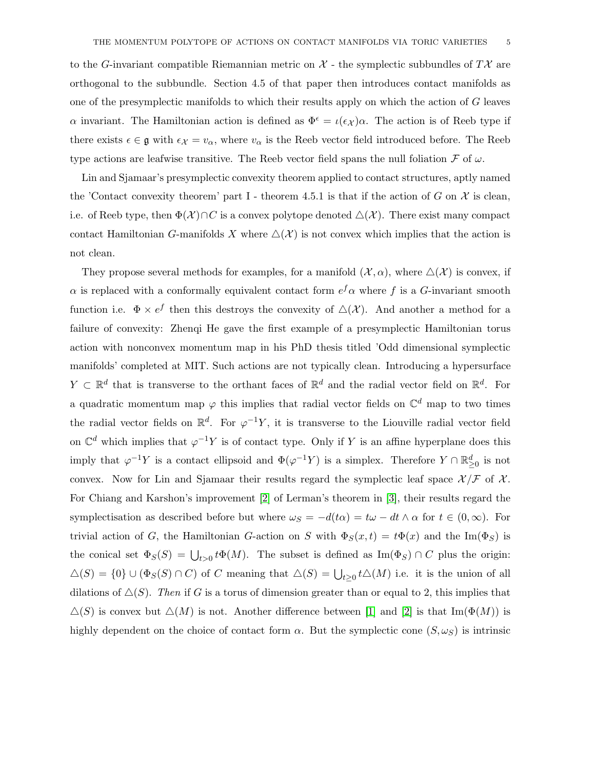to the $G$-invariant compatible Riemannian metric on $\mathcal{X}$ - the symplectic subbundles of $T\mathcal{X}$ are orthogonal to the subbundle. Section 4.5 of that paper then introduces contact manifolds as one of the presymplectic manifolds to which their results apply on which the action of $G$ leaves $\alpha$ invariant. The Hamiltonian action is defined as $\Phi^{\epsilon} = \iota(\epsilon_{\mathcal{X}})\alpha$. The action is of Reeb type if there exists $\epsilon \in \mathfrak{g}$ with $\epsilon_{\mathcal{X}} = v_{\alpha}$, where $v_{\alpha}$ is the Reeb vector field introduced before. The Reeb type actions are leafwise transitive. The Reeb vector field spans the null foliation $\mathcal{F}$ of $\omega$.

Lin and Sjamaar's presymplectic convexity theorem applied to contact structures, aptly named the 'Contact convexity theorem' part I - theorem 4.5.1 is that if the action of $G$ on $\mathcal{X}$ is clean, i.e. of Reeb type, then $\Phi(\mathcal{X}) \cap C$ is a convex polytope denoted $\triangle(\mathcal{X})$. There exist many compact contact Hamiltonian $G$-manifolds $X$ where $\triangle(\mathcal{X})$ is not convex which implies that the action is not clean.

They propose several methods for examples, for a manifold $(\mathcal{X}, \alpha)$, where $\triangle(\mathcal{X})$ is convex, if $\alpha$ is replaced with a conformally equivalent contact form $e^f\alpha$ where $f$ is a $G$-invariant smooth function i.e. $\Phi \times e^f$ then this destroys the convexity of $\triangle(\mathcal{X})$. And another a method for a failure of convexity: Zhenqi He gave the first example of a presymplectic Hamiltonian torus action with nonconvex momentum map in his PhD thesis titled 'Odd dimensional symplectic manifolds' completed at MIT. Such actions are not typically clean. Introducing a hypersurface $Y \subset \mathbb{R}^d$ that is transverse to the orthant faces of $\mathbb{R}^d$ and the radial vector field on $\mathbb{R}^d$. For a quadratic momentum map $\varphi$ this implies that radial vector fields on $\mathbb{C}^d$ map to two times the radial vector fields on $\mathbb{R}^d$. For $\varphi^{-1}Y$, it is transverse to the Liouville radial vector field on $\mathbb{C}^d$ which implies that $\varphi^{-1}Y$ is of contact type. Only if $Y$ is an affine hyperplane does this imply that $\varphi^{-1}Y$ is a contact ellipsoid and $\Phi(\varphi^{-1}Y)$ is a simplex. Therefore $Y \cap \mathbb{R}^d_{\geq 0}$ is not convex. Now for Lin and Sjamaar their results regard the symplectic leaf space $\mathcal{X}/\mathcal{F}$ of $\mathcal{X}$. For Chiang and Karshon's improvement [2] of Lerman's theorem in [3], their results regard the symplectisation as described before but where $\omega_S = -d(t\alpha) = t\omega - dt \wedge \alpha$ for $t \in (0, \infty)$. For trivial action of $G$, the Hamiltonian $G$-action on $S$ with $\Phi_S(x,t) = t\Phi(x)$ and the $\mathrm{Im}(\Phi_S)$ is the conical set $\Phi_S(S) = \bigcup_{t>0} t\Phi(M)$. The subset is defined as $\mathrm{Im}(\Phi_S) \cap C$ plus the origin: $\triangle(S) = \{0\} \cup (\Phi_S(S) \cap C)$ of $C$ meaning that $\triangle(S) = \bigcup_{t \geq 0} t\triangle(M)$ i.e. it is the union of all dilations of $\triangle(S)$. *Then* if $G$ is a torus of dimension greater than or equal to 2, this implies that $\triangle(S)$ is convex but $\triangle(M)$ is not. Another difference between [1] and [2] is that $\mathrm{Im}(\Phi(M))$ is highly dependent on the choice of contact form $\alpha$. But the symplectic cone $(S, \omega_S)$ is intrinsic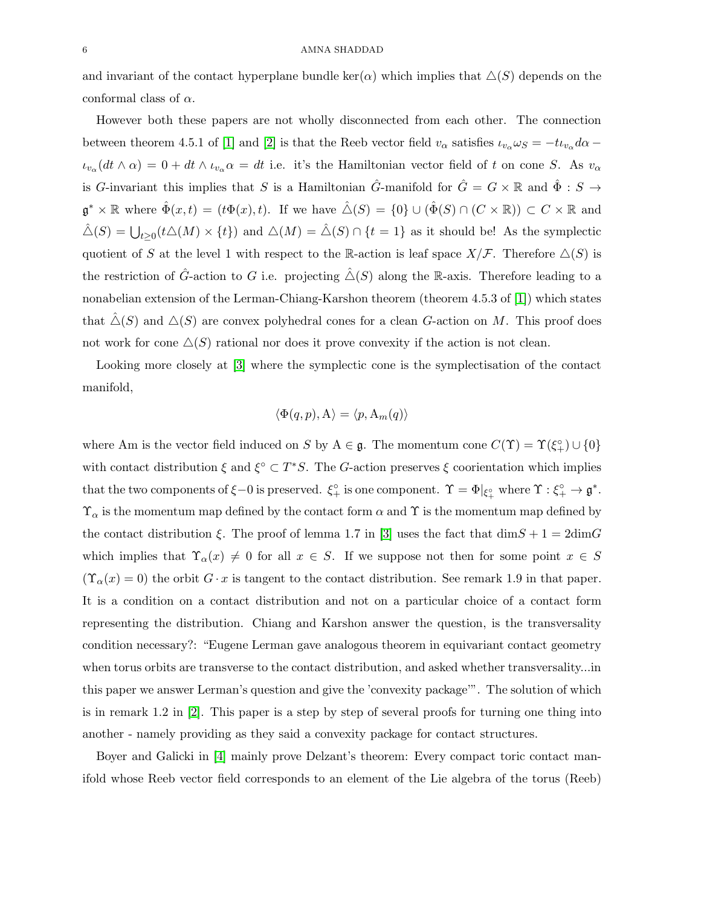and invariant of the contact hyperplane bundle $\ker(\alpha)$ which implies that $\triangle(S)$ depends on the conformal class of $\alpha$.

However both these papers are not wholly disconnected from each other. The connection between theorem 4.5.1 of [1] and [2] is that the Reeb vector field $v_\alpha$ satisfies $\iota_{v_\alpha}\omega_S = -t\iota_{v_\alpha}d\alpha - \iota_{v_\alpha}(dt \wedge \alpha) = 0 + dt \wedge \iota_{v_\alpha}\alpha = dt$ i.e. it's the Hamiltonian vector field of $t$ on cone $S$. As $v_\alpha$ is $G$-invariant this implies that $S$ is a Hamiltonian $\hat{G}$-manifold for $\hat{G} = G \times \mathbb{R}$ and $\hat{\Phi} : S \to \mathfrak{g}^* \times \mathbb{R}$ where $\hat{\Phi}(x,t) = (t\Phi(x), t)$. If we have $\hat{\triangle}(S) = \{0\} \cup (\hat{\Phi}(S) \cap (C \times \mathbb{R})) \subset C \times \mathbb{R}$ and $\hat{\triangle}(S) = \bigcup_{t \geq 0}(t\triangle(M) \times \{t\})$ and $\triangle(M) = \hat{\triangle}(S) \cap \{t = 1\}$ as it should be! As the symplectic quotient of $S$ at the level 1 with respect to the $\mathbb{R}$-action is leaf space $X/\mathcal{F}$. Therefore $\triangle(S)$ is the restriction of $\hat{G}$-action to $G$ i.e. projecting $\hat{\triangle}(S)$ along the $\mathbb{R}$-axis. Therefore leading to a nonabelian extension of the Lerman-Chiang-Karshon theorem (theorem 4.5.3 of [1]) which states that $\hat{\triangle}(S)$ and $\triangle(S)$ are convex polyhedral cones for a clean $G$-action on $M$. This proof does not work for cone $\triangle(S)$ rational nor does it prove convexity if the action is not clean.

Looking more closely at [3] where the symplectic cone is the symplectisation of the contact manifold,

$$\langle \Phi(q,p), \mathrm{A} \rangle = \langle p, \mathrm{A}_m(q) \rangle$$

where Am is the vector field induced on $S$ by $\mathrm{A} \in \mathfrak{g}$. The momentum cone $C(\Upsilon) = \Upsilon(\xi_+^\circ) \cup \{0\}$ with contact distribution $\xi$ and $\xi^\circ \subset T^*S$. The $G$-action preserves $\xi$ coorientation which implies that the two components of $\xi - 0$ is preserved. $\xi_+^\circ$ is one component. $\Upsilon = \Phi|_{\xi_+^\circ}$ where $\Upsilon : \xi_+^\circ \to \mathfrak{g}^*$. $\Upsilon_\alpha$ is the momentum map defined by the contact form $\alpha$ and $\Upsilon$ is the momentum map defined by the contact distribution $\xi$. The proof of lemma 1.7 in [3] uses the fact that $\dim S + 1 = 2\dim G$ which implies that $\Upsilon_\alpha(x) \neq 0$ for all $x \in S$. If we suppose not then for some point $x \in S$ ($\Upsilon_\alpha(x) = 0$) the orbit $G \cdot x$ is tangent to the contact distribution. See remark 1.9 in that paper. It is a condition on a contact distribution and not on a particular choice of a contact form representing the distribution. Chiang and Karshon answer the question, is the transversality condition necessary?: "Eugene Lerman gave analogous theorem in equivariant contact geometry when torus orbits are transverse to the contact distribution, and asked whether transversality...in this paper we answer Lerman's question and give the 'convexity package'". The solution of which is in remark 1.2 in [2]. This paper is a step by step of several proofs for turning one thing into another - namely providing as they said a convexity package for contact structures.

Boyer and Galicki in [4] mainly prove Delzant's theorem: Every compact toric contact manifold whose Reeb vector field corresponds to an element of the Lie algebra of the torus (Reeb)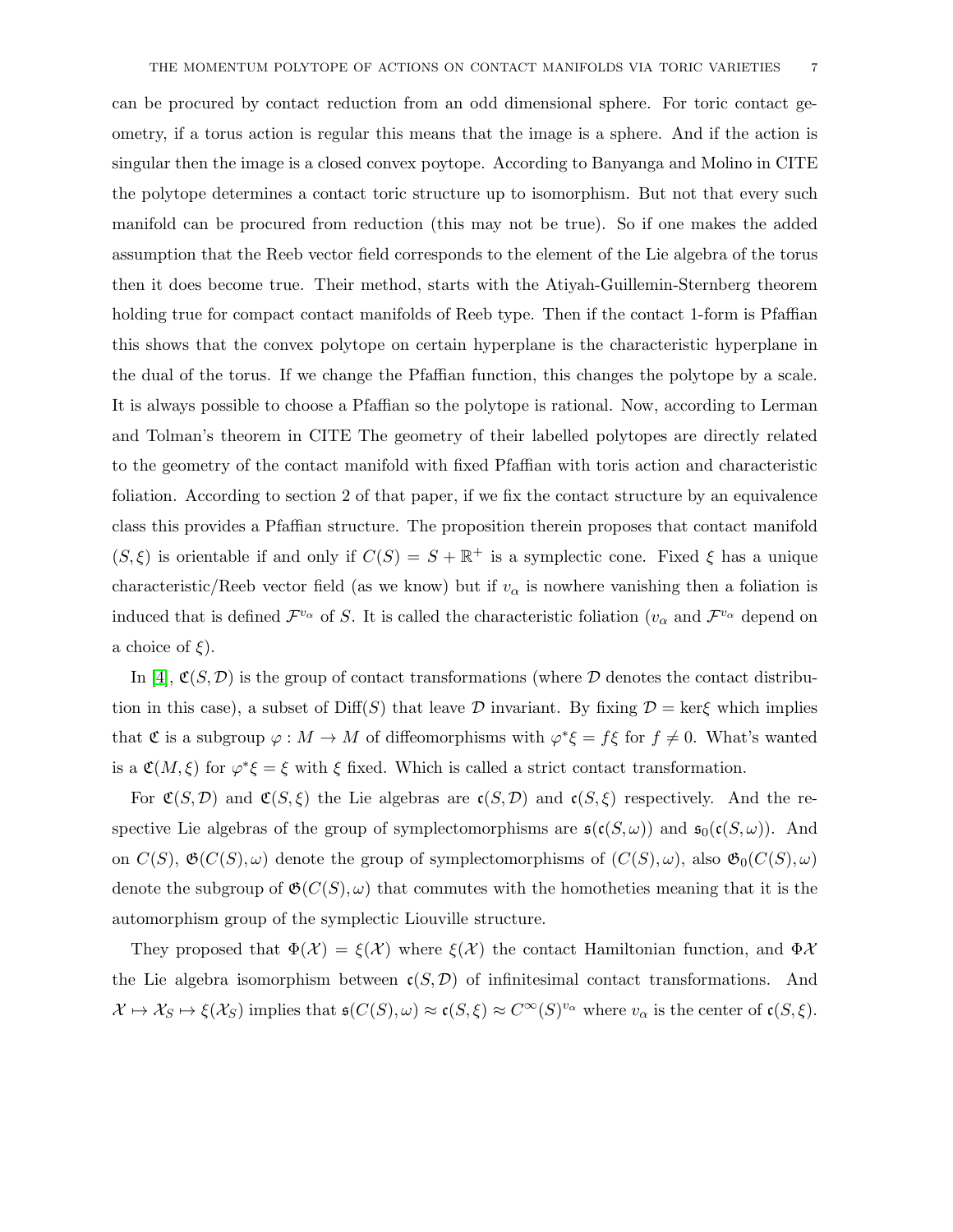can be procured by contact reduction from an odd dimensional sphere. For toric contact geometry, if a torus action is regular this means that the image is a sphere. And if the action is singular then the image is a closed convex poytope. According to Banyanga and Molino in CITE the polytope determines a contact toric structure up to isomorphism. But not that every such manifold can be procured from reduction (this may not be true). So if one makes the added assumption that the Reeb vector field corresponds to the element of the Lie algebra of the torus then it does become true. Their method, starts with the Atiyah-Guillemin-Sternberg theorem holding true for compact contact manifolds of Reeb type. Then if the contact 1-form is Pfaffian this shows that the convex polytope on certain hyperplane is the characteristic hyperplane in the dual of the torus. If we change the Pfaffian function, this changes the polytope by a scale. It is always possible to choose a Pfaffian so the polytope is rational. Now, according to Lerman and Tolman's theorem in CITE The geometry of their labelled polytopes are directly related to the geometry of the contact manifold with fixed Pfaffian with toris action and characteristic foliation. According to section 2 of that paper, if we fix the contact structure by an equivalence class this provides a Pfaffian structure. The proposition therein proposes that contact manifold $(S, \xi)$ is orientable if and only if $C(S) = S + \mathbb{R}^+$ is a symplectic cone. Fixed $\xi$ has a unique characteristic/Reeb vector field (as we know) but if $v_\alpha$ is nowhere vanishing then a foliation is induced that is defined $\mathcal{F}^{v_\alpha}$ of $S$. It is called the characteristic foliation ($v_\alpha$ and $\mathcal{F}^{v_\alpha}$ depend on a choice of $\xi$).

In [4], $\mathfrak{C}(S, \mathcal{D})$ is the group of contact transformations (where $\mathcal{D}$ denotes the contact distribution in this case), a subset of $\mathrm{Diff}(S)$ that leave $\mathcal{D}$ invariant. By fixing $\mathcal{D} = \ker\xi$ which implies that $\mathfrak{C}$ is a subgroup $\varphi : M \to M$ of diffeomorphisms with $\varphi^*\xi = f\xi$ for $f \neq 0$. What's wanted is a $\mathfrak{C}(M, \xi)$ for $\varphi^*\xi = \xi$ with $\xi$ fixed. Which is called a strict contact transformation.

For $\mathfrak{C}(S, \mathcal{D})$ and $\mathfrak{C}(S, \xi)$ the Lie algebras are $\mathfrak{c}(S, \mathcal{D})$ and $\mathfrak{c}(S, \xi)$ respectively. And the respective Lie algebras of the group of symplectomorphisms are $\mathfrak{s}(\mathfrak{c}(S, \omega))$ and $\mathfrak{s}_0(\mathfrak{c}(S, \omega))$. And on $C(S)$, $\mathfrak{G}(C(S), \omega)$ denote the group of symplectomorphisms of $(C(S), \omega)$, also $\mathfrak{G}_0(C(S), \omega)$ denote the subgroup of $\mathfrak{G}(C(S), \omega)$ that commutes with the homotheties meaning that it is the automorphism group of the symplectic Liouville structure.

They proposed that $\Phi(\mathcal{X}) = \xi(\mathcal{X})$ where $\xi(\mathcal{X})$ the contact Hamiltonian function, and $\Phi\mathcal{X}$ the Lie algebra isomorphism between $\mathfrak{c}(S, \mathcal{D})$ of infinitesimal contact transformations. And $\mathcal{X} \mapsto \mathcal{X}_S \mapsto \xi(\mathcal{X}_S)$ implies that $\mathfrak{s}(C(S), \omega) \approx \mathfrak{c}(S, \xi) \approx C^\infty(S)^{v_\alpha}$ where $v_\alpha$ is the center of $\mathfrak{c}(S, \xi)$.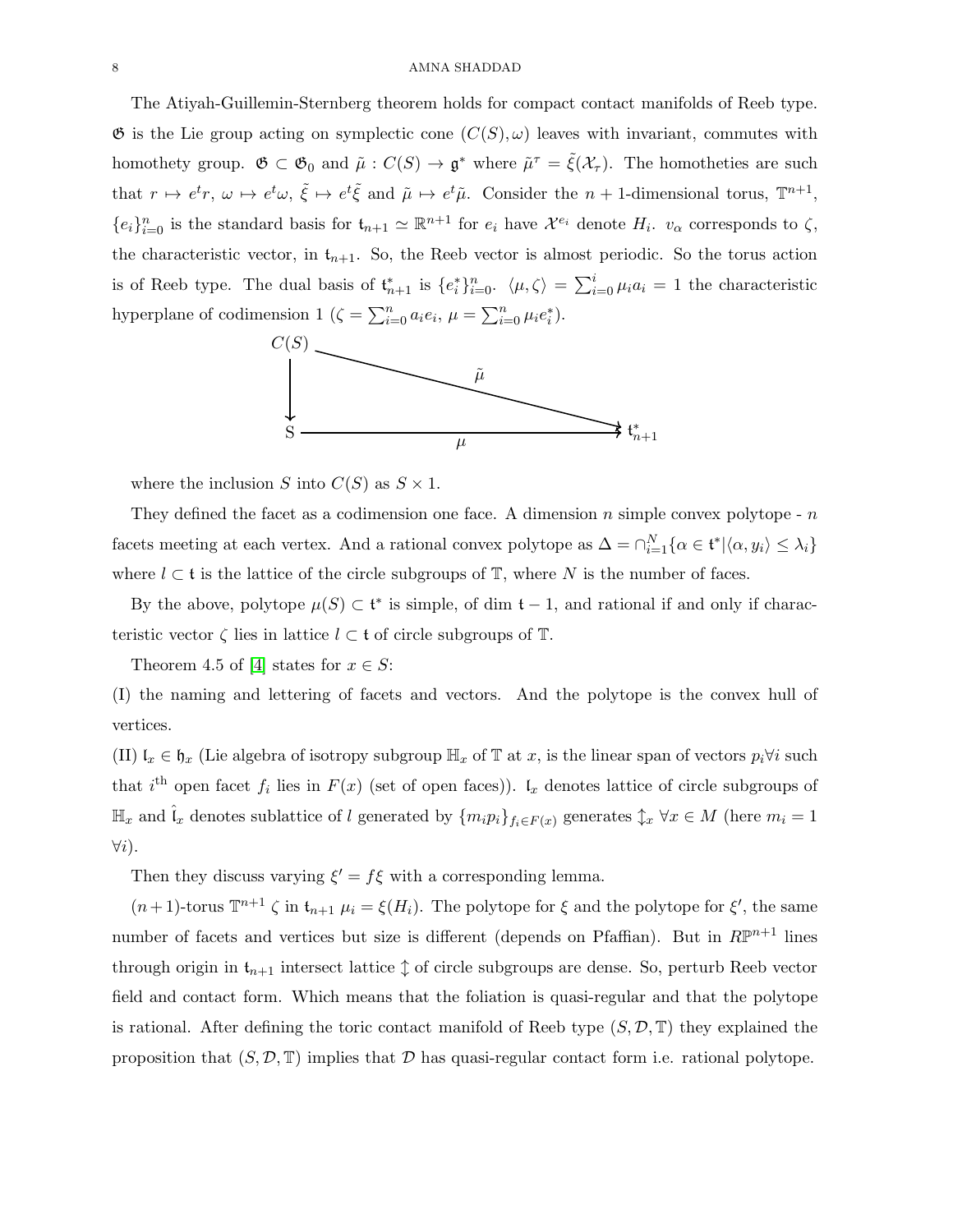The Atiyah-Guillemin-Sternberg theorem holds for compact contact manifolds of Reeb type. $\mathfrak{G}$ is the Lie group acting on symplectic cone $(C(S), \omega)$ leaves with invariant, commutes with homothety group. $\mathfrak{G} \subset \mathfrak{G}_0$ and $\tilde{\mu} : C(S) \to \mathfrak{g}^*$ where $\tilde{\mu}^\tau = \tilde{\xi}(\mathcal{X}_\tau)$. The homotheties are such that $r \mapsto e^t r$, $\omega \mapsto e^t \omega$, $\tilde{\xi} \mapsto e^t \tilde{\xi}$ and $\tilde{\mu} \mapsto e^t \tilde{\mu}$. Consider the $n+1$-dimensional torus, $\mathbb{T}^{n+1}$, $\{e_i\}_{i=0}^n$ is the standard basis for $\mathfrak{t}_{n+1} \simeq \mathbb{R}^{n+1}$ for $e_i$ have $\mathcal{X}^{e_i}$ denote $H_i$. $v_\alpha$ corresponds to $\zeta$, the characteristic vector, in $\mathfrak{t}_{n+1}$. So, the Reeb vector is almost periodic. So the torus action is of Reeb type. The dual basis of $\mathfrak{t}_{n+1}^*$ is $\{e_i^*\}_{i=0}^n$. $\langle \mu, \zeta \rangle = \sum_{i=0}^i \mu_i a_i = 1$ the characteristic hyperplane of codimension 1 ($\zeta = \sum_{i=0}^n a_i e_i$, $\mu = \sum_{i=0}^n \mu_i e_i^*$).

$$\begin{array}{ccc} C(S) & \xrightarrow{\tilde{\mu}} & \\ \downarrow & & \searrow \\ S & \xrightarrow{\mu} & \mathfrak{t}_{n+1}^* \end{array}$$

where the inclusion $S$ into $C(S)$ as $S \times 1$.

They defined the facet as a codimension one face. A dimension $n$ simple convex polytope - $n$ facets meeting at each vertex. And a rational convex polytope as $\Delta = \cap_{i=1}^N \{\alpha \in \mathfrak{t}^* | \langle \alpha, y_i \rangle \leq \lambda_i\}$ where $l \subset \mathfrak{t}$ is the lattice of the circle subgroups of $\mathbb{T}$, where $N$ is the number of faces.

By the above, polytope $\mu(S) \subset \mathfrak{t}^*$ is simple, of dim $\mathfrak{t} - 1$, and rational if and only if characteristic vector $\zeta$ lies in lattice $l \subset \mathfrak{t}$ of circle subgroups of $\mathbb{T}$.

Theorem 4.5 of [4] states for $x \in S$:

(I) the naming and lettering of facets and vectors. And the polytope is the convex hull of vertices.

(II) $\mathfrak{l}_x \in \mathfrak{h}_x$ (Lie algebra of isotropy subgroup $\mathbb{H}_x$ of $\mathbb{T}$ at $x$, is the linear span of vectors $p_i \forall i$ such that $i^{\text{th}}$ open facet $f_i$ lies in $F(x)$ (set of open faces)). $\mathfrak{l}_x$ denotes lattice of circle subgroups of $\mathbb{H}_x$ and $\hat{\mathfrak{l}}_x$ denotes sublattice of $l$ generated by $\{m_i p_i\}_{f_i \in F(x)}$ generates $\updownarrow_x$ $\forall x \in M$ (here $m_i = 1$ $\forall i$).

Then they discuss varying $\xi' = f\xi$ with a corresponding lemma.

$(n+1)$-torus $\mathbb{T}^{n+1}$ $\zeta$ in $\mathfrak{t}_{n+1}$ $\mu_i = \xi(H_i)$. The polytope for $\xi$ and the polytope for $\xi'$, the same number of facets and vertices but size is different (depends on Pfaffian). But in $R\mathbb{P}^{n+1}$ lines through origin in $\mathfrak{t}_{n+1}$ intersect lattice $\updownarrow$ of circle subgroups are dense. So, perturb Reeb vector field and contact form. Which means that the foliation is quasi-regular and that the polytope is rational. After defining the toric contact manifold of Reeb type $(S, \mathcal{D}, \mathbb{T})$ they explained the proposition that $(S, \mathcal{D}, \mathbb{T})$ implies that $\mathcal{D}$ has quasi-regular contact form i.e. rational polytope.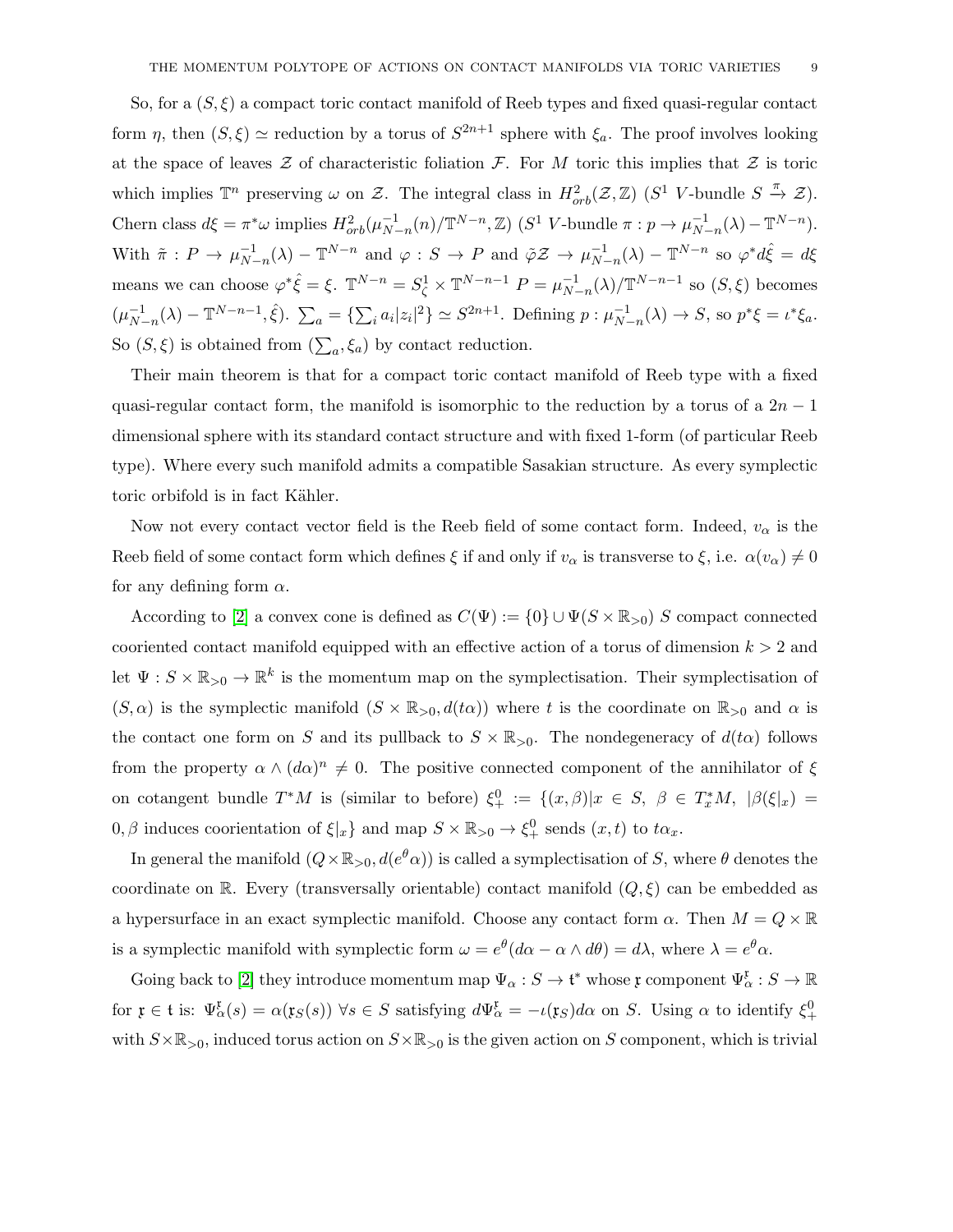So, for a $(S, \xi)$ a compact toric contact manifold of Reeb types and fixed quasi-regular contact form $\eta$, then $(S, \xi) \simeq$ reduction by a torus of $S^{2n+1}$ sphere with $\xi_a$. The proof involves looking at the space of leaves $\mathcal{Z}$ of characteristic foliation $\mathcal{F}$. For $M$ toric this implies that $\mathcal{Z}$ is toric which implies $\mathbb{T}^n$ preserving $\omega$ on $\mathcal{Z}$. The integral class in $H^2_{orb}(\mathcal{Z}, \mathbb{Z})$ ($S^1$ $V$-bundle $S \xrightarrow{\pi} \mathcal{Z}$). Chern class $d\xi = \pi^*\omega$ implies $H^2_{orb}(\mu^{-1}_{N-n}(n)/\mathbb{T}^{N-n}, \mathbb{Z})$ ($S^1$ $V$-bundle $\pi : p \to \mu^{-1}_{N-n}(\lambda) - \mathbb{T}^{N-n}$). With $\tilde{\pi} : P \to \mu^{-1}_{N-n}(\lambda) - \mathbb{T}^{N-n}$ and $\varphi : S \to P$ and $\tilde{\varphi}\mathcal{Z} \to \mu^{-1}_{N-n}(\lambda) - \mathbb{T}^{N-n}$ so $\varphi^* d\hat{\xi} = d\xi$ means we can choose $\varphi^*\hat{\xi} = \xi$. $\mathbb{T}^{N-n} = S^1_\zeta \times \mathbb{T}^{N-n-1}$ $P = \mu^{-1}_{N-n}(\lambda)/\mathbb{T}^{N-n-1}$ so $(S, \xi)$ becomes $(\mu^{-1}_{N-n}(\lambda) - \mathbb{T}^{N-n-1}, \hat{\xi})$. $\sum_a = \{\sum_i a_i|z_i|^2\} \simeq S^{2n+1}$. Defining $p : \mu^{-1}_{N-n}(\lambda) \to S$, so $p^*\xi = \iota^*\xi_a$. So $(S, \xi)$ is obtained from $(\sum_a, \xi_a)$ by contact reduction.

Their main theorem is that for a compact toric contact manifold of Reeb type with a fixed quasi-regular contact form, the manifold is isomorphic to the reduction by a torus of a $2n-1$ dimensional sphere with its standard contact structure and with fixed 1-form (of particular Reeb type). Where every such manifold admits a compatible Sasakian structure. As every symplectic toric orbifold is in fact Kähler.

Now not every contact vector field is the Reeb field of some contact form. Indeed, $v_\alpha$ is the Reeb field of some contact form which defines $\xi$ if and only if $v_\alpha$ is transverse to $\xi$, i.e. $\alpha(v_\alpha) \neq 0$ for any defining form $\alpha$.

According to [2] a convex cone is defined as $C(\Psi) := \{0\} \cup \Psi(S \times \mathbb{R}_{>0})$ $S$ compact connected cooriented contact manifold equipped with an effective action of a torus of dimension $k > 2$ and let $\Psi : S \times \mathbb{R}_{>0} \to \mathbb{R}^k$ is the momentum map on the symplectisation. Their symplectisation of $(S, \alpha)$ is the symplectic manifold $(S \times \mathbb{R}_{>0}, d(t\alpha))$ where $t$ is the coordinate on $\mathbb{R}_{>0}$ and $\alpha$ is the contact one form on $S$ and its pullback to $S \times \mathbb{R}_{>0}$. The nondegeneracy of $d(t\alpha)$ follows from the property $\alpha \wedge (d\alpha)^n \neq 0$. The positive connected component of the annihilator of $\xi$ on cotangent bundle $T^*M$ is (similar to before) $\xi^0_+ := \{(x, \beta) | x \in S,\ \beta \in T^*_x M,\ |\beta(\xi|_x) = 0, \beta$ induces coorientation of $\xi|_x\}$ and map $S \times \mathbb{R}_{>0} \to \xi^0_+$ sends $(x, t)$ to $t\alpha_x$.

In general the manifold $(Q \times \mathbb{R}_{>0}, d(e^\theta \alpha))$ is called a symplectisation of $S$, where $\theta$ denotes the coordinate on $\mathbb{R}$. Every (transversally orientable) contact manifold $(Q, \xi)$ can be embedded as a hypersurface in an exact symplectic manifold. Choose any contact form $\alpha$. Then $M = Q \times \mathbb{R}$ is a symplectic manifold with symplectic form $\omega = e^\theta(d\alpha - \alpha \wedge d\theta) = d\lambda$, where $\lambda = e^\theta \alpha$.

Going back to [2] they introduce momentum map $\Psi_\alpha : S \to \mathfrak{t}^*$ whose $\mathfrak{x}$ component $\Psi^{\mathfrak{x}}_\alpha : S \to \mathbb{R}$ for $\mathfrak{x} \in \mathfrak{t}$ is: $\Psi^{\mathfrak{x}}_\alpha(s) = \alpha(\mathfrak{x}_S(s))$ $\forall s \in S$ satisfying $d\Psi^{\mathfrak{x}}_\alpha = -\iota(\mathfrak{x}_S) d\alpha$ on $S$. Using $\alpha$ to identify $\xi^0_+$ with $S \times \mathbb{R}_{>0}$, induced torus action on $S \times \mathbb{R}_{>0}$ is the given action on $S$ component, which is trivial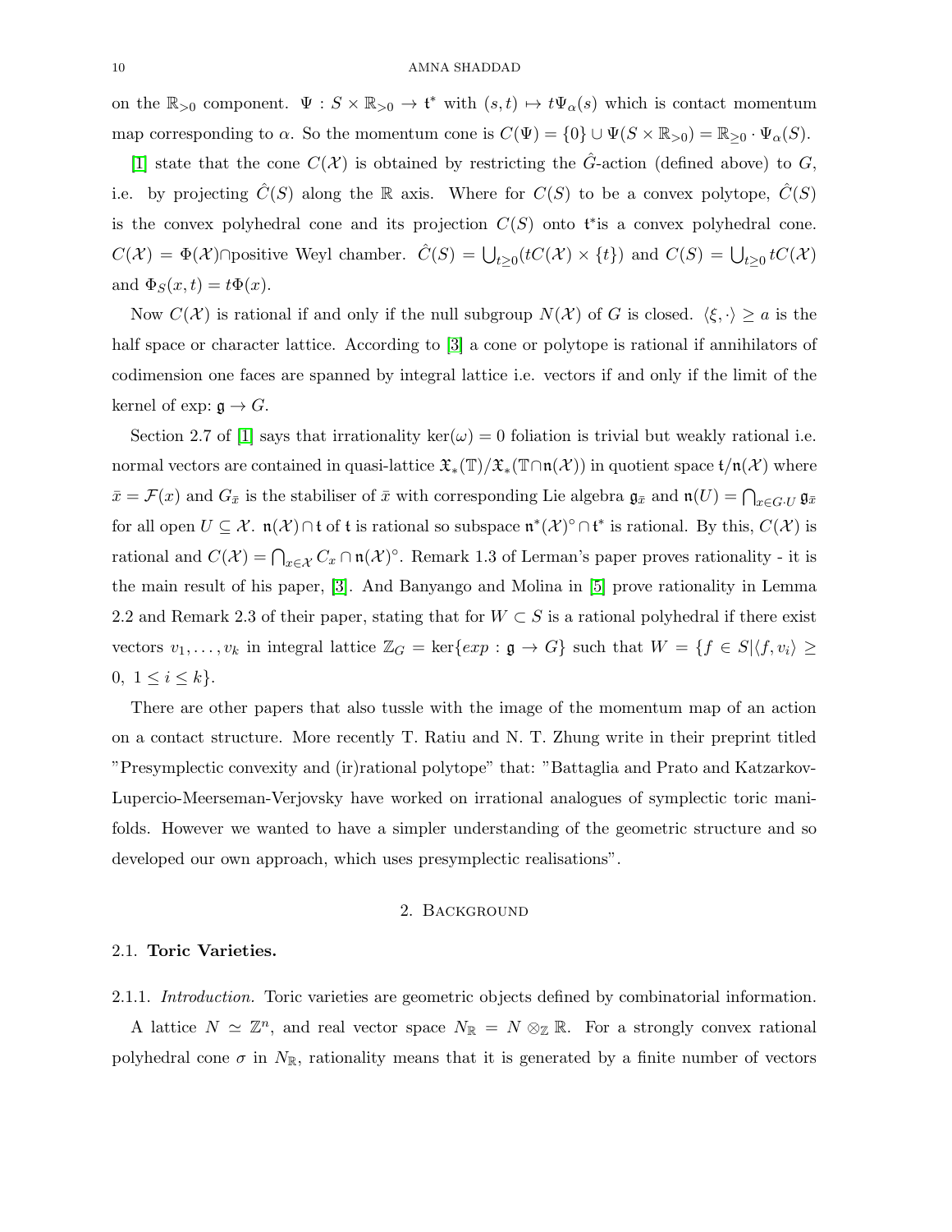on the $\mathbb{R}_{>0}$ component. $\Psi : S \times \mathbb{R}_{>0} \to \mathfrak{t}^*$ with $(s,t) \mapsto t\Psi_\alpha(s)$ which is contact momentum map corresponding to $\alpha$. So the momentum cone is $C(\Psi) = \{0\} \cup \Psi(S \times \mathbb{R}_{>0}) = \mathbb{R}_{\geq 0} \cdot \Psi_\alpha(S)$.

[1] state that the cone $C(\mathcal{X})$ is obtained by restricting the $\hat{G}$-action (defined above) to $G$, i.e. by projecting $\hat{C}(S)$ along the $\mathbb{R}$ axis. Where for $C(S)$ to be a convex polytope, $\hat{C}(S)$ is the convex polyhedral cone and its projection $C(S)$ onto $\mathfrak{t}^*$is a convex polyhedral cone. $C(\mathcal{X}) = \Phi(\mathcal{X}) \cap$positive Weyl chamber. $\hat{C}(S) = \bigcup_{t\geq 0}(tC(\mathcal{X}) \times \{t\})$ and $C(S) = \bigcup_{t\geq 0} tC(\mathcal{X})$ and $\Phi_S(x,t) = t\Phi(x)$.

Now $C(\mathcal{X})$ is rational if and only if the null subgroup $N(\mathcal{X})$ of $G$ is closed. $\langle \xi, \cdot \rangle \geq a$ is the half space or character lattice. According to [3] a cone or polytope is rational if annihilators of codimension one faces are spanned by integral lattice i.e. vectors if and only if the limit of the kernel of exp: $\mathfrak{g} \to G$.

Section 2.7 of [1] says that irrationality $\ker(\omega) = 0$ foliation is trivial but weakly rational i.e. normal vectors are contained in quasi-lattice $\mathfrak{X}_*(\mathbb{T})/\mathfrak{X}_*(\mathbb{T} \cap \mathfrak{n}(\mathcal{X}))$ in quotient space $\mathfrak{t}/\mathfrak{n}(\mathcal{X})$ where $\bar{x} = \mathcal{F}(x)$ and $G_{\bar{x}}$ is the stabiliser of $\bar{x}$ with corresponding Lie algebra $\mathfrak{g}_{\bar{x}}$ and $\mathfrak{n}(U) = \bigcap_{x \in G \cdot U} \mathfrak{g}_{\bar{x}}$ for all open $U \subseteq \mathcal{X}$. $\mathfrak{n}(\mathcal{X}) \cap \mathfrak{t}$ of $\mathfrak{t}$ is rational so subspace $\mathfrak{n}^*(\mathcal{X})^\circ \cap \mathfrak{t}^*$ is rational. By this, $C(\mathcal{X})$ is rational and $C(\mathcal{X}) = \bigcap_{x\in\mathcal{X}} C_x \cap \mathfrak{n}(\mathcal{X})^\circ$. Remark 1.3 of Lerman's paper proves rationality - it is the main result of his paper, [3]. And Banyango and Molina in [5] prove rationality in Lemma 2.2 and Remark 2.3 of their paper, stating that for $W \subset S$ is a rational polyhedral if there exist vectors $v_1, \ldots, v_k$ in integral lattice $\mathbb{Z}_G = \ker\{exp : \mathfrak{g} \to G\}$ such that $W = \{f \in S | \langle f, v_i \rangle \geq 0,\ 1 \leq i \leq k\}$.

There are other papers that also tussle with the image of the momentum map of an action on a contact structure. More recently T. Ratiu and N. T. Zhung write in their preprint titled "Presymplectic convexity and (ir)rational polytope" that: "Battaglia and Prato and Katzarkov-Lupercio-Meerseman-Verjovsky have worked on irrational analogues of symplectic toric manifolds. However we wanted to have a simpler understanding of the geometric structure and so developed our own approach, which uses presymplectic realisations".

## 2. Background

### 2.1. Toric Varieties.

2.1.1. *Introduction.* Toric varieties are geometric objects defined by combinatorial information.

A lattice $N \simeq \mathbb{Z}^n$, and real vector space $N_\mathbb{R} = N \otimes_\mathbb{Z} \mathbb{R}$. For a strongly convex rational polyhedral cone $\sigma$ in $N_\mathbb{R}$, rationality means that it is generated by a finite number of vectors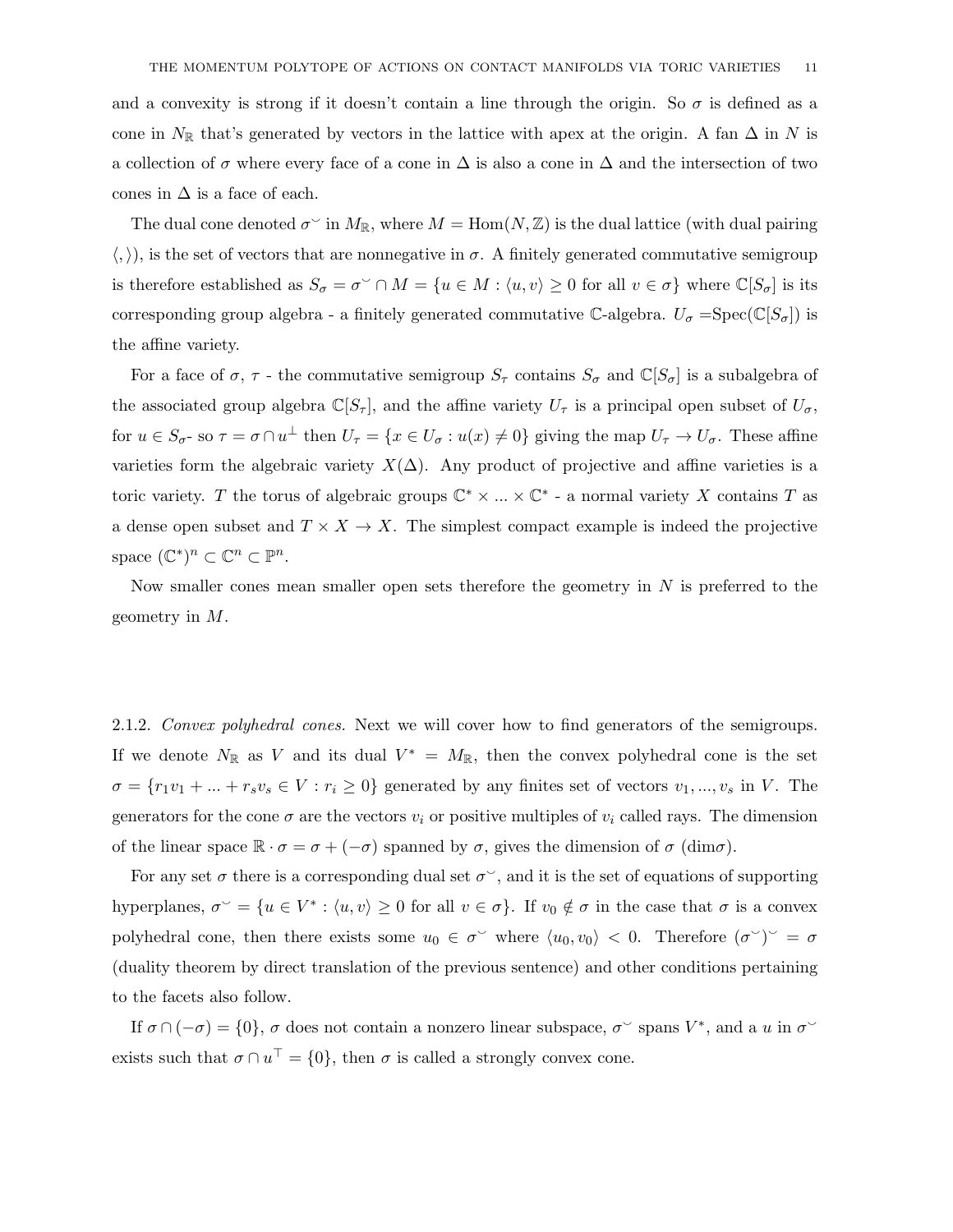and a convexity is strong if it doesn't contain a line through the origin. So $\sigma$ is defined as a cone in $N_{\mathbb{R}}$ that's generated by vectors in the lattice with apex at the origin. A fan $\Delta$ in $N$ is a collection of $\sigma$ where every face of a cone in $\Delta$ is also a cone in $\Delta$ and the intersection of two cones in $\Delta$ is a face of each.

The dual cone denoted $\sigma^{\vee}$ in $M_{\mathbb{R}}$, where $M = \mathrm{Hom}(N, \mathbb{Z})$ is the dual lattice (with dual pairing $\langle , \rangle$), is the set of vectors that are nonnegative in $\sigma$. A finitely generated commutative semigroup is therefore established as $S_\sigma = \sigma^{\vee} \cap M = \{u \in M : \langle u, v\rangle \geq 0 \text{ for all } v \in \sigma\}$ where $\mathbb{C}[S_\sigma]$ is its corresponding group algebra - a finitely generated commutative $\mathbb{C}$-algebra. $U_\sigma = \mathrm{Spec}(\mathbb{C}[S_\sigma])$ is the affine variety.

For a face of $\sigma$, $\tau$ - the commutative semigroup $S_\tau$ contains $S_\sigma$ and $\mathbb{C}[S_\sigma]$ is a subalgebra of the associated group algebra $\mathbb{C}[S_\tau]$, and the affine variety $U_\tau$ is a principal open subset of $U_\sigma$, for $u \in S_\sigma$- so $\tau = \sigma \cap u^{\perp}$ then $U_\tau = \{x \in U_\sigma : u(x) \neq 0\}$ giving the map $U_\tau \to U_\sigma$. These affine varieties form the algebraic variety $X(\Delta)$. Any product of projective and affine varieties is a toric variety. $T$ the torus of algebraic groups $\mathbb{C}^* \times ... \times \mathbb{C}^*$ - a normal variety $X$ contains $T$ as a dense open subset and $T \times X \to X$. The simplest compact example is indeed the projective space $(\mathbb{C}^*)^n \subset \mathbb{C}^n \subset \mathbb{P}^n$.

Now smaller cones mean smaller open sets therefore the geometry in $N$ is preferred to the geometry in $M$.

2.1.2. *Convex polyhedral cones.* Next we will cover how to find generators of the semigroups. If we denote $N_{\mathbb{R}}$ as $V$ and its dual $V^* = M_{\mathbb{R}}$, then the convex polyhedral cone is the set $\sigma = \{r_1 v_1 + ... + r_s v_s \in V : r_i \geq 0\}$ generated by any finites set of vectors $v_1, ..., v_s$ in $V$. The generators for the cone $\sigma$ are the vectors $v_i$ or positive multiples of $v_i$ called rays. The dimension of the linear space $\mathbb{R} \cdot \sigma = \sigma + (-\sigma)$ spanned by $\sigma$, gives the dimension of $\sigma$ ($\dim\sigma$).

For any set $\sigma$ there is a corresponding dual set $\sigma^{\vee}$, and it is the set of equations of supporting hyperplanes, $\sigma^{\vee} = \{u \in V^* : \langle u, v\rangle \geq 0 \text{ for all } v \in \sigma\}$. If $v_0 \notin \sigma$ in the case that $\sigma$ is a convex polyhedral cone, then there exists some $u_0 \in \sigma^{\vee}$ where $\langle u_0, v_0\rangle < 0$. Therefore $(\sigma^{\vee})^{\vee} = \sigma$ (duality theorem by direct translation of the previous sentence) and other conditions pertaining to the facets also follow.

If $\sigma \cap (-\sigma) = \{0\}$, $\sigma$ does not contain a nonzero linear subspace, $\sigma^{\vee}$ spans $V^*$, and a $u$ in $\sigma^{\vee}$ exists such that $\sigma \cap u^{\top} = \{0\}$, then $\sigma$ is called a strongly convex cone.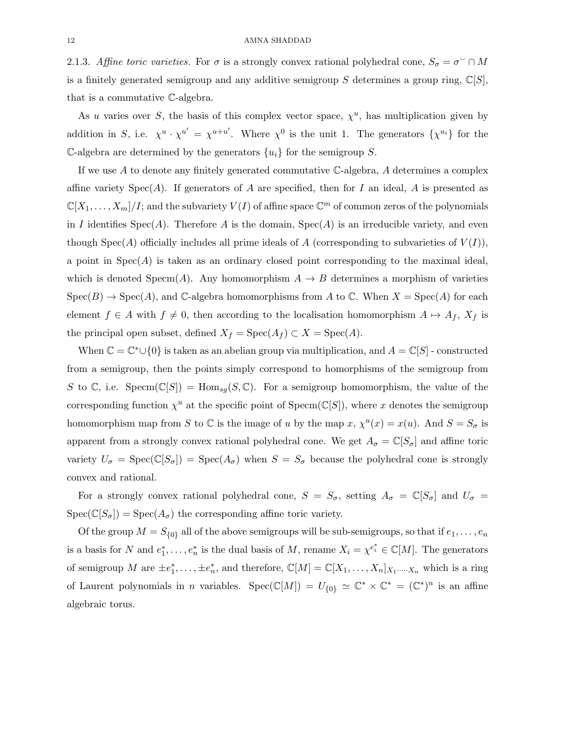2.1.3. *Affine toric varieties.* For $\sigma$ is a strongly convex rational polyhedral cone, $S_\sigma = \sigma^\smile \cap M$ is a finitely generated semigroup and any additive semigroup $S$ determines a group ring, $\mathbb{C}[S]$, that is a commutative $\mathbb{C}$-algebra.

As $u$ varies over $S$, the basis of this complex vector space, $\chi^u$, has multiplication given by addition in $S$, i.e. $\chi^u \cdot \chi^{u'} = \chi^{u+u'}$. Where $\chi^0$ is the unit 1. The generators $\{\chi^{u_i}\}$ for the $\mathbb{C}$-algebra are determined by the generators $\{u_i\}$ for the semigroup $S$.

If we use $A$ to denote any finitely generated commutative $\mathbb{C}$-algebra, $A$ determines a complex affine variety $\text{Spec}(A)$. If generators of $A$ are specified, then for $I$ an ideal, $A$ is presented as $\mathbb{C}[X_1, \ldots, X_m]/I$; and the subvariety $V(I)$ of affine space $\mathbb{C}^m$ of common zeros of the polynomials in $I$ identifies $\text{Spec}(A)$. Therefore $A$ is the domain, $\text{Spec}(A)$ is an irreducible variety, and even though $\text{Spec}(A)$ officially includes all prime ideals of $A$ (corresponding to subvarieties of $V(I)$), a point in $\text{Spec}(A)$ is taken as an ordinary closed point corresponding to the maximal ideal, which is denoted $\text{Specm}(A)$. Any homomorphism $A \to B$ determines a morphism of varieties $\text{Spec}(B) \to \text{Spec}(A)$, and $\mathbb{C}$-algebra homomorphisms from $A$ to $\mathbb{C}$. When $X = \text{Spec}(A)$ for each element $f \in A$ with $f \neq 0$, then according to the localisation homomorphism $A \mapsto A_f$, $X_f$ is the principal open subset, defined $X_f = \text{Spec}(A_f) \subset X = \text{Spec}(A)$.

When $\mathbb{C} = \mathbb{C}^* \cup \{0\}$ is taken as an abelian group via multiplication, and $A = \mathbb{C}[S]$ - constructed from a semigroup, then the points simply correspond to homorphisms of the semigroup from $S$ to $\mathbb{C}$, i.e. $\text{Specm}(\mathbb{C}[S]) = \text{Hom}_{sg}(S, \mathbb{C})$. For a semigroup homomorphism, the value of the corresponding function $\chi^u$ at the specific point of $\text{Specm}(\mathbb{C}[S])$, where $x$ denotes the semigroup homomorphism map from $S$ to $\mathbb{C}$ is the image of $u$ by the map $x$, $\chi^u(x) = x(u)$. And $S = S_\sigma$ is apparent from a strongly convex rational polyhedral cone. We get $A_\sigma = \mathbb{C}[S_\sigma]$ and affine toric variety $U_\sigma = \text{Spec}(\mathbb{C}[S_\sigma]) = \text{Spec}(A_\sigma)$ when $S = S_\sigma$ because the polyhedral cone is strongly convex and rational.

For a strongly convex rational polyhedral cone, $S = S_\sigma$, setting $A_\sigma = \mathbb{C}[S_\sigma]$ and $U_\sigma = \text{Spec}(\mathbb{C}[S_\sigma]) = \text{Spec}(A_\sigma)$ the corresponding affine toric variety.

Of the group $M = S_{\{0\}}$ all of the above semigroups will be sub-semigroups, so that if $e_1, \ldots, e_n$ is a basis for $N$ and $e_1^*, \ldots, e_n^*$ is the dual basis of $M$, rename $X_i = \chi^{e_i^*} \in \mathbb{C}[M]$. The generators of semigroup $M$ are $\pm e_1^*, \ldots, \pm e_n^*$, and therefore, $\mathbb{C}[M] = \mathbb{C}[X_1, \ldots, X_n]_{X_1 \cdot \ldots \cdot X_n}$ which is a ring of Laurent polynomials in $n$ variables. $\text{Spec}(\mathbb{C}[M]) = U_{\{0\}} \simeq \mathbb{C}^* \times \mathbb{C}^* = (\mathbb{C}^*)^n$ is an affine algebraic torus.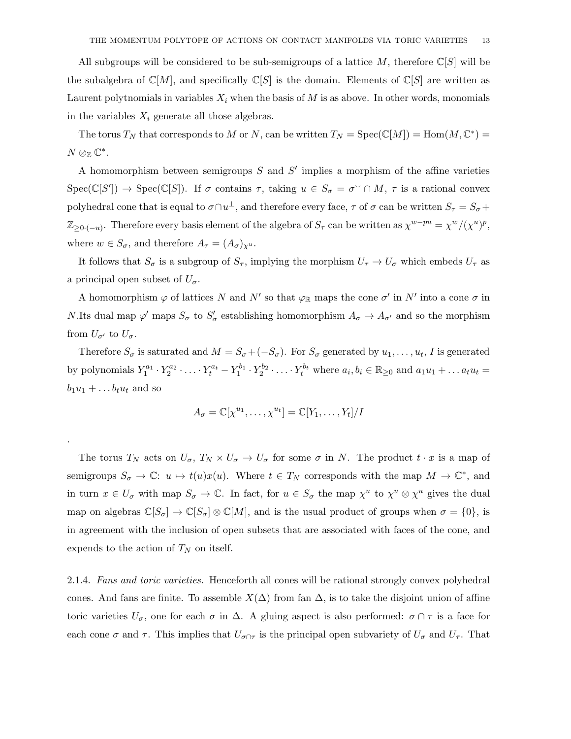All subgroups will be considered to be sub-semigroups of a lattice $M$, therefore $\mathbb{C}[S]$ will be the subalgebra of $\mathbb{C}[M]$, and specifically $\mathbb{C}[S]$ is the domain. Elements of $\mathbb{C}[S]$ are written as Laurent polytnomials in variables $X_i$ when the basis of $M$ is as above. In other words, monomials in the variables $X_i$ generate all those algebras.

The torus $T_N$ that corresponds to $M$ or $N$, can be written $T_N = \text{Spec}(\mathbb{C}[M]) = \text{Hom}(M, \mathbb{C}^*) = N \otimes_{\mathbb{Z}} \mathbb{C}^*$.

A homomorphism between semigroups $S$ and $S'$ implies a morphism of the affine varieties $\text{Spec}(\mathbb{C}[S']) \to \text{Spec}(\mathbb{C}[S])$. If $\sigma$ contains $\tau$, taking $u \in S_\sigma = \sigma^\vee \cap M$, $\tau$ is a rational convex polyhedral cone that is equal to $\sigma \cap u^\perp$, and therefore every face, $\tau$ of $\sigma$ can be written $S_\tau = S_\sigma + \mathbb{Z}_{\geq 0 \cdot (-u)}$. Therefore every basis element of the algebra of $S_\tau$ can be written as $\chi^{w-pu} = \chi^w/(\chi^u)^p$, where $w \in S_\sigma$, and therefore $A_\tau = (A_\sigma)_{\chi^u}$.

It follows that $S_\sigma$ is a subgroup of $S_\tau$, implying the morphism $U_\tau \to U_\sigma$ which embeds $U_\tau$ as a principal open subset of $U_\sigma$.

A homomorphism $\varphi$ of lattices $N$ and $N'$ so that $\varphi_{\mathbb{R}}$ maps the cone $\sigma'$ in $N'$ into a cone $\sigma$ in $N$.Its dual map $\varphi'$ maps $S_\sigma$ to $S'_\sigma$ establishing homomorphism $A_\sigma \to A_{\sigma'}$ and so the morphism from $U_{\sigma'}$ to $U_\sigma$.

Therefore $S_\sigma$ is saturated and $M = S_\sigma + (-S_\sigma)$. For $S_\sigma$ generated by $u_1, \ldots, u_t$, $I$ is generated by polynomials $Y_1^{a_1} \cdot Y_2^{a_2} \cdot \ldots \cdot Y_t^{a_t} - Y_1^{b_1} \cdot Y_2^{b_2} \cdot \ldots \cdot Y_t^{b_t}$ where $a_i, b_i \in \mathbb{R}_{\geq 0}$ and $a_1 u_1 + \ldots a_t u_t = b_1 u_1 + \ldots b_t u_t$ and so

$$A_\sigma = \mathbb{C}[\chi^{u_1}, \ldots, \chi^{u_t}] = \mathbb{C}[Y_1, \ldots, Y_t]/I$$

.

The torus $T_N$ acts on $U_\sigma$, $T_N \times U_\sigma \to U_\sigma$ for some $\sigma$ in $N$. The product $t \cdot x$ is a map of semigroups $S_\sigma \to \mathbb{C}$: $u \mapsto t(u)x(u)$. Where $t \in T_N$ corresponds with the map $M \to \mathbb{C}^*$, and in turn $x \in U_\sigma$ with map $S_\sigma \to \mathbb{C}$. In fact, for $u \in S_\sigma$ the map $\chi^u$ to $\chi^u \otimes \chi^u$ gives the dual map on algebras $\mathbb{C}[S_\sigma] \to \mathbb{C}[S_\sigma] \otimes \mathbb{C}[M]$, and is the usual product of groups when $\sigma = \{0\}$, is in agreement with the inclusion of open subsets that are associated with faces of the cone, and expends to the action of $T_N$ on itself.

2.1.4. *Fans and toric varieties.* Henceforth all cones will be rational strongly convex polyhedral cones. And fans are finite. To assemble $X(\Delta)$ from fan $\Delta$, is to take the disjoint union of affine toric varieties $U_\sigma$, one for each $\sigma$ in $\Delta$. A gluing aspect is also performed: $\sigma \cap \tau$ is a face for each cone $\sigma$ and $\tau$. This implies that $U_{\sigma \cap \tau}$ is the principal open subvariety of $U_\sigma$ and $U_\tau$. That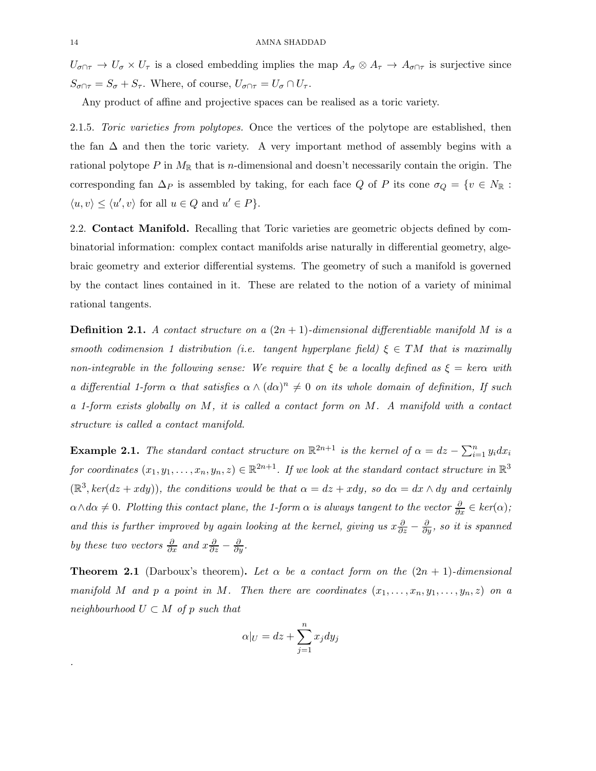$U_{\sigma\cap\tau} \to U_\sigma \times U_\tau$ is a closed embedding implies the map $A_\sigma \otimes A_\tau \to A_{\sigma\cap\tau}$ is surjective since $S_{\sigma\cap\tau} = S_\sigma + S_\tau$. Where, of course, $U_{\sigma\cap\tau} = U_\sigma \cap U_\tau$.

Any product of affine and projective spaces can be realised as a toric variety.

2.1.5. *Toric varieties from polytopes.* Once the vertices of the polytope are established, then the fan $\Delta$ and then the toric variety. A very important method of assembly begins with a rational polytope $P$ in $M_{\mathbb{R}}$ that is $n$-dimensional and doesn't necessarily contain the origin. The corresponding fan $\Delta_P$ is assembled by taking, for each face $Q$ of $P$ its cone $\sigma_Q = \{v \in N_{\mathbb{R}} : \langle u, v\rangle \leq \langle u', v\rangle$ for all $u \in Q$ and $u' \in P\}$.

## 2.2. Contact Manifold.

Recalling that Toric varieties are geometric objects defined by combinatorial information: complex contact manifolds arise naturally in differential geometry, algebraic geometry and exterior differential systems. The geometry of such a manifold is governed by the contact lines contained in it. These are related to the notion of a variety of minimal rational tangents.

**Definition 2.1.** *A contact structure on a $(2n + 1)$-dimensional differentiable manifold $M$ is a smooth codimension 1 distribution (i.e. tangent hyperplane field) $\xi \in TM$ that is maximally non-integrable in the following sense: We require that $\xi$ be a locally defined as $\xi = ker\alpha$ with a differential 1-form $\alpha$ that satisfies $\alpha \wedge (d\alpha)^n \neq 0$ on its whole domain of definition, If such a 1-form exists globally on $M$, it is called a contact form on $M$. A manifold with a contact structure is called a contact manifold.*

**Example 2.1.** *The standard contact structure on $\mathbb{R}^{2n+1}$ is the kernel of $\alpha = dz - \sum_{i=1}^{n} y_i dx_i$ for coordinates $(x_1, y_1, \dots, x_n, y_n, z) \in \mathbb{R}^{2n+1}$. If we look at the standard contact structure in $\mathbb{R}^3$ $(\mathbb{R}^3, ker(dz + xdy))$, the conditions would be that $\alpha = dz + xdy$, so $d\alpha = dx \wedge dy$ and certainly $\alpha \wedge d\alpha \neq 0$. Plotting this contact plane, the 1-form $\alpha$ is always tangent to the vector $\frac{\partial}{\partial x} \in ker(\alpha)$; and this is further improved by again looking at the kernel, giving us $x\frac{\partial}{\partial z} - \frac{\partial}{\partial y}$, so it is spanned by these two vectors $\frac{\partial}{\partial x}$ and $x\frac{\partial}{\partial z} - \frac{\partial}{\partial y}$.*

**Theorem 2.1** (Darboux's theorem)**.** *Let $\alpha$ be a contact form on the $(2n + 1)$-dimensional manifold $M$ and $p$ a point in $M$. Then there are coordinates $(x_1, \dots, x_n, y_1, \dots, y_n, z)$ on a neighbourhood $U \subset M$ of $p$ such that*

$$\alpha|_U = dz + \sum_{j=1}^{n} x_j dy_j$$

.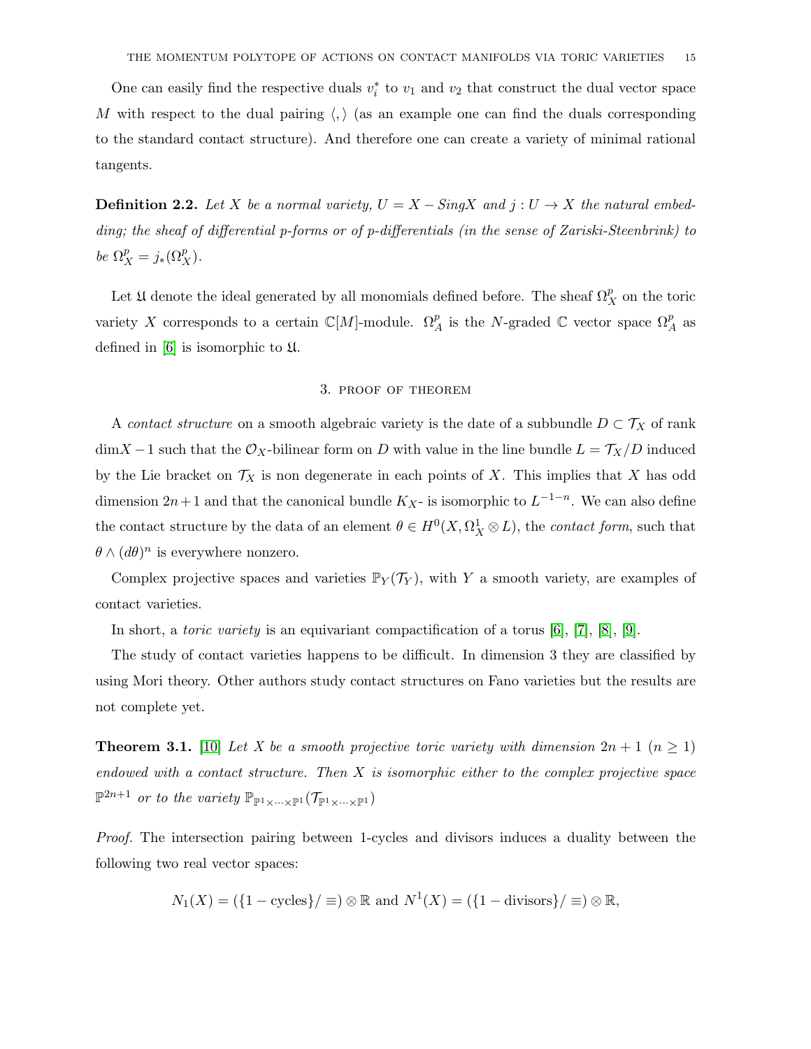One can easily find the respective duals $v_i^*$ to $v_1$ and $v_2$ that construct the dual vector space $M$ with respect to the dual pairing $\langle , \rangle$ (as an example one can find the duals corresponding to the standard contact structure). And therefore one can create a variety of minimal rational tangents.

**Definition 2.2.** *Let $X$ be a normal variety, $U = X - SingX$ and $j : U \to X$ the natural embedding; the sheaf of differential p-forms or of p-differentials (in the sense of Zariski-Steenbrink) to be $\Omega_X^p = j_*(\Omega_X^p)$.*

Let $\mathfrak{U}$ denote the ideal generated by all monomials defined before. The sheaf $\Omega_X^p$ on the toric variety $X$ corresponds to a certain $\mathbb{C}[M]$-module. $\Omega_A^p$ is the $N$-graded $\mathbb{C}$ vector space $\Omega_A^p$ as defined in [6] is isomorphic to $\mathfrak{U}$.

## 3. proof of theorem

A *contact structure* on a smooth algebraic variety is the date of a subbundle $D \subset \mathcal{T}_X$ of rank $\dim X - 1$ such that the $\mathcal{O}_X$-bilinear form on $D$ with value in the line bundle $L = \mathcal{T}_X/D$ induced by the Lie bracket on $\mathcal{T}_X$ is non degenerate in each points of $X$. This implies that $X$ has odd dimension $2n+1$ and that the canonical bundle $K_X$- is isomorphic to $L^{-1-n}$. We can also define the contact structure by the data of an element $\theta \in H^0(X, \Omega_X^1 \otimes L)$, the *contact form*, such that $\theta \wedge (d\theta)^n$ is everywhere nonzero.

Complex projective spaces and varieties $\mathbb{P}_Y(\mathcal{T}_Y)$, with $Y$ a smooth variety, are examples of contact varieties.

In short, a *toric variety* is an equivariant compactification of a torus [6], [7], [8], [9].

The study of contact varieties happens to be difficult. In dimension 3 they are classified by using Mori theory. Other authors study contact structures on Fano varieties but the results are not complete yet.

**Theorem 3.1.** [10] *Let $X$ be a smooth projective toric variety with dimension $2n+1$ $(n \geq 1)$ endowed with a contact structure. Then $X$ is isomorphic either to the complex projective space $\mathbb{P}^{2n+1}$ or to the variety $\mathbb{P}_{\mathbb{P}^1 \times \cdots \times \mathbb{P}^1}(\mathcal{T}_{\mathbb{P}^1 \times \cdots \times \mathbb{P}^1})$*

*Proof.* The intersection pairing between 1-cycles and divisors induces a duality between the following two real vector spaces:

$$N_1(X) = (\{1-\text{cycles}\}/\equiv) \otimes \mathbb{R} \text{ and } N^1(X) = (\{1-\text{divisors}\}/\equiv) \otimes \mathbb{R},$$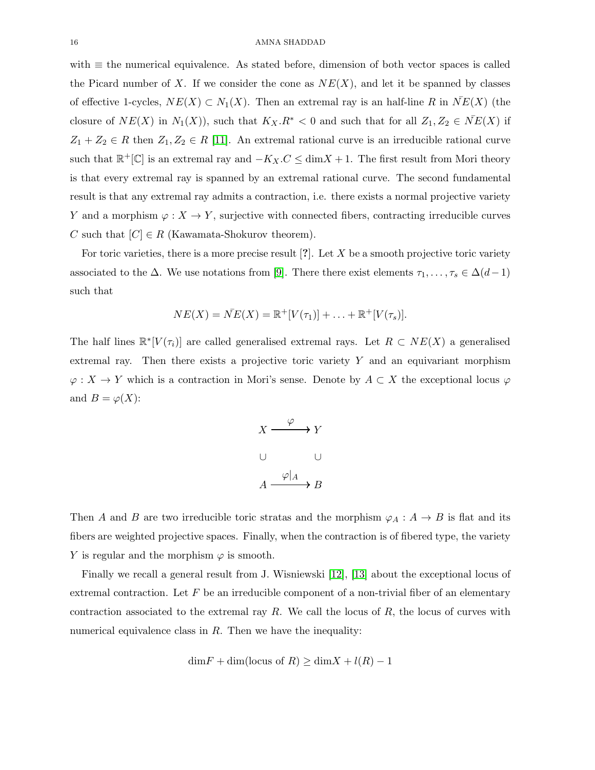with $\equiv$ the numerical equivalence. As stated before, dimension of both vector spaces is called the Picard number of $X$. If we consider the cone as $NE(X)$, and let it be spanned by classes of effective 1-cycles, $NE(X) \subset N_1(X)$. Then an extremal ray is an half-line $R$ in $\bar{NE}(X)$ (the closure of $NE(X)$ in $N_1(X)$), such that $K_X.R^* < 0$ and such that for all $Z_1, Z_2 \in \bar{NE}(X)$ if $Z_1 + Z_2 \in R$ then $Z_1, Z_2 \in R$ [11]. An extremal rational curve is an irreducible rational curve such that $\mathbb{R}^+[\mathbb{C}]$ is an extremal ray and $-K_X.C \leq \dim X + 1$. The first result from Mori theory is that every extremal ray is spanned by an extremal rational curve. The second fundamental result is that any extremal ray admits a contraction, i.e. there exists a normal projective variety $Y$ and a morphism $\varphi : X \to Y$, surjective with connected fibers, contracting irreducible curves $C$ such that $[C] \in R$ (Kawamata-Shokurov theorem).

For toric varieties, there is a more precise result [**?**]. Let $X$ be a smooth projective toric variety associated to the $\Delta$. We use notations from [9]. There there exist elements $\tau_1, \ldots, \tau_s \in \Delta(d-1)$ such that

$$NE(X) = \bar{NE}(X) = \mathbb{R}^+[V(\tau_1)] + \ldots + \mathbb{R}^+[V(\tau_s)].$$

The half lines $\mathbb{R}^*[V(\tau_i)]$ are called generalised extremal rays. Let $R \subset NE(X)$ a generalised extremal ray. Then there exists a projective toric variety $Y$ and an equivariant morphism $\varphi : X \to Y$ which is a contraction in Mori's sense. Denote by $A \subset X$ the exceptional locus $\varphi$ and $B = \varphi(X)$:

$$\begin{array}{ccc} X & \xrightarrow{\varphi} & Y \\ \cup & & \cup \\ A & \xrightarrow{\varphi|_A} & B \end{array}$$

Then $A$ and $B$ are two irreducible toric stratas and the morphism $\varphi_A : A \to B$ is flat and its fibers are weighted projective spaces. Finally, when the contraction is of fibered type, the variety $Y$ is regular and the morphism $\varphi$ is smooth.

Finally we recall a general result from J. Wisniewski [12], [13] about the exceptional locus of extremal contraction. Let $F$ be an irreducible component of a non-trivial fiber of an elementary contraction associated to the extremal ray $R$. We call the locus of $R$, the locus of curves with numerical equivalence class in $R$. Then we have the inequality:

$$\dim F + \dim(\text{locus of } R) \geq \dim X + l(R) - 1$$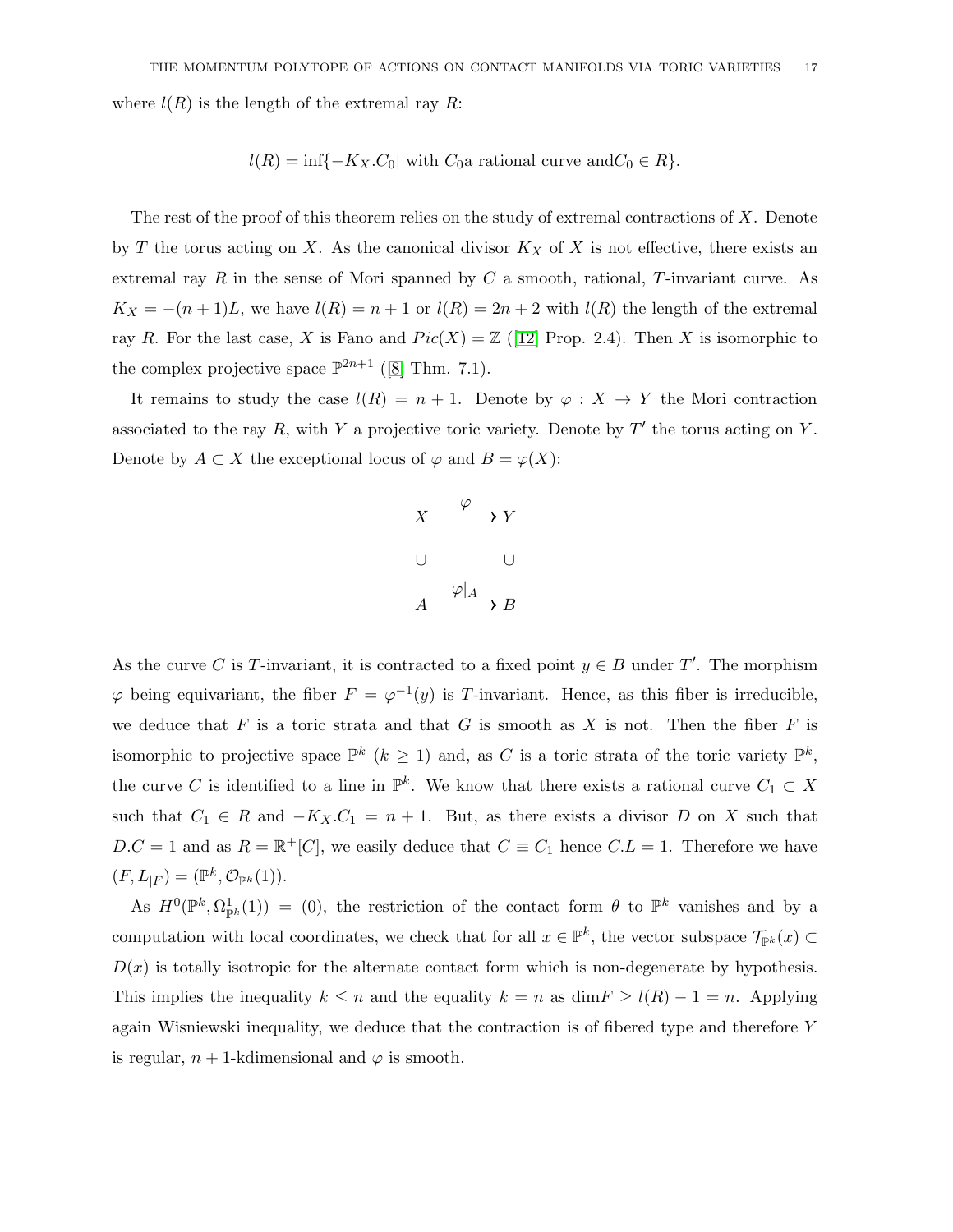where $l(R)$ is the length of the extremal ray $R$:

$$l(R) = \inf\{-K_X.C_0| \text{ with } C_0\text{a rational curve and} C_0 \in R\}.$$

The rest of the proof of this theorem relies on the study of extremal contractions of $X$. Denote by $T$ the torus acting on $X$. As the canonical divisor $K_X$ of $X$ is not effective, there exists an extremal ray $R$ in the sense of Mori spanned by $C$ a smooth, rational, $T$-invariant curve. As $K_X = -(n+1)L$, we have $l(R) = n+1$ or $l(R) = 2n+2$ with $l(R)$ the length of the extremal ray $R$. For the last case, $X$ is Fano and $Pic(X) = \mathbb{Z}$ ([12] Prop. 2.4). Then $X$ is isomorphic to the complex projective space $\mathbb{P}^{2n+1}$ ([8] Thm. 7.1).

It remains to study the case $l(R) = n+1$. Denote by $\varphi : X \to Y$ the Mori contraction associated to the ray $R$, with $Y$ a projective toric variety. Denote by $T'$ the torus acting on $Y$. Denote by $A \subset X$ the exceptional locus of $\varphi$ and $B = \varphi(X)$:

$$\begin{array}{ccc} X & \xrightarrow{\varphi} & Y \\ \cup & & \cup \\ A & \xrightarrow{\varphi|_A} & B \end{array}$$

As the curve $C$ is $T$-invariant, it is contracted to a fixed point $y \in B$ under $T'$. The morphism $\varphi$ being equivariant, the fiber $F = \varphi^{-1}(y)$ is $T$-invariant. Hence, as this fiber is irreducible, we deduce that $F$ is a toric strata and that $G$ is smooth as $X$ is not. Then the fiber $F$ is isomorphic to projective space $\mathbb{P}^k$ ($k \geq 1$) and, as $C$ is a toric strata of the toric variety $\mathbb{P}^k$, the curve $C$ is identified to a line in $\mathbb{P}^k$. We know that there exists a rational curve $C_1 \subset X$ such that $C_1 \in R$ and $-K_X.C_1 = n+1$. But, as there exists a divisor $D$ on $X$ such that $D.C = 1$ and as $R = \mathbb{R}^+[C]$, we easily deduce that $C \equiv C_1$ hence $C.L = 1$. Therefore we have $(F, L_{|F}) = (\mathbb{P}^k, \mathcal{O}_{\mathbb{P}^k}(1))$.

As $H^0(\mathbb{P}^k, \Omega^1_{\mathbb{P}^k}(1)) = (0)$, the restriction of the contact form $\theta$ to $\mathbb{P}^k$ vanishes and by a computation with local coordinates, we check that for all $x \in \mathbb{P}^k$, the vector subspace $\mathcal{T}_{\mathbb{P}^k}(x) \subset D(x)$ is totally isotropic for the alternate contact form which is non-degenerate by hypothesis. This implies the inequality $k \leq n$ and the equality $k = n$ as $\dim F \geq l(R) - 1 = n$. Applying again Wisniewski inequality, we deduce that the contraction is of fibered type and therefore $Y$ is regular, $n+1$-kdimensional and $\varphi$ is smooth.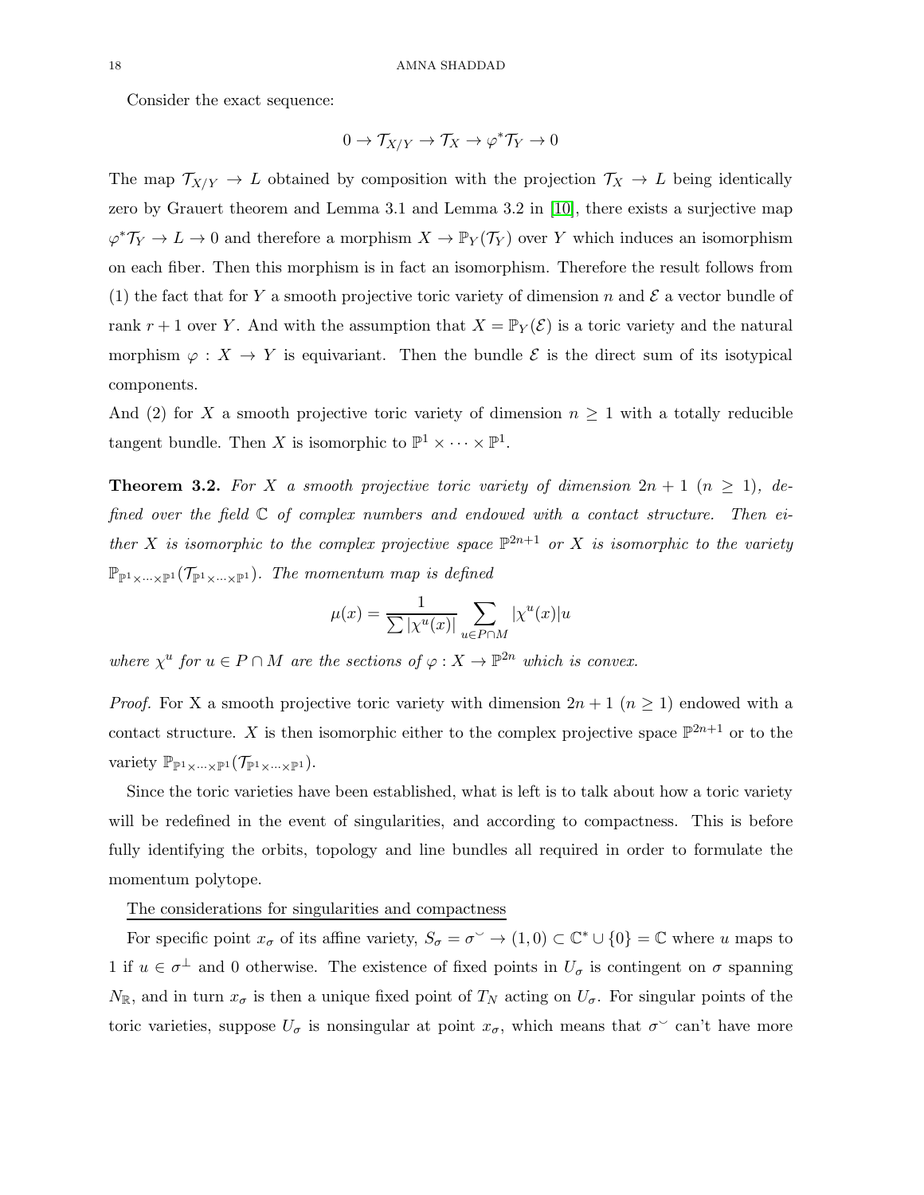Consider the exact sequence:

$$0 \to \mathcal{T}_{X/Y} \to \mathcal{T}_X \to \varphi^*\mathcal{T}_Y \to 0$$

The map $\mathcal{T}_{X/Y} \to L$ obtained by composition with the projection $\mathcal{T}_X \to L$ being identically zero by Grauert theorem and Lemma 3.1 and Lemma 3.2 in [10], there exists a surjective map $\varphi^*\mathcal{T}_Y \to L \to 0$ and therefore a morphism $X \to \mathbb{P}_Y(\mathcal{T}_Y)$ over $Y$ which induces an isomorphism on each fiber. Then this morphism is in fact an isomorphism. Therefore the result follows from (1) the fact that for $Y$ a smooth projective toric variety of dimension $n$ and $\mathcal{E}$ a vector bundle of rank $r+1$ over $Y$. And with the assumption that $X = \mathbb{P}_Y(\mathcal{E})$ is a toric variety and the natural morphism $\varphi : X \to Y$ is equivariant. Then the bundle $\mathcal{E}$ is the direct sum of its isotypical components.

And (2) for $X$ a smooth projective toric variety of dimension $n \geq 1$ with a totally reducible tangent bundle. Then $X$ is isomorphic to $\mathbb{P}^1 \times \cdots \times \mathbb{P}^1$.

**Theorem 3.2.** *For $X$ a smooth projective toric variety of dimension $2n+1$ $(n \geq 1)$, defined over the field $\mathbb{C}$ of complex numbers and endowed with a contact structure. Then either $X$ is isomorphic to the complex projective space $\mathbb{P}^{2n+1}$ or $X$ is isomorphic to the variety $\mathbb{P}_{\mathbb{P}^1\times\cdots\times\mathbb{P}^1}(\mathcal{T}_{\mathbb{P}^1\times\cdots\times\mathbb{P}^1})$. The momentum map is defined*

$$\mu(x) = \frac{1}{\sum |\chi^u(x)|} \sum_{u \in P\cap M} |\chi^u(x)| u$$

*where $\chi^u$ for $u \in P \cap M$ are the sections of $\varphi : X \to \mathbb{P}^{2n}$ which is convex.*

*Proof.* For X a smooth projective toric variety with dimension $2n+1$ $(n \geq 1)$ endowed with a contact structure. $X$ is then isomorphic either to the complex projective space $\mathbb{P}^{2n+1}$ or to the variety $\mathbb{P}_{\mathbb{P}^1\times\cdots\times\mathbb{P}^1}(\mathcal{T}_{\mathbb{P}^1\times\cdots\times\mathbb{P}^1})$.

Since the toric varieties have been established, what is left is to talk about how a toric variety will be redefined in the event of singularities, and according to compactness. This is before fully identifying the orbits, topology and line bundles all required in order to formulate the momentum polytope.

The considerations for singularities and compactness

For specific point $x_\sigma$ of its affine variety, $S_\sigma = \sigma^\vee \to (1,0) \subset \mathbb{C}^* \cup \{0\} = \mathbb{C}$ where $u$ maps to 1 if $u \in \sigma^\perp$ and 0 otherwise. The existence of fixed points in $U_\sigma$ is contingent on $\sigma$ spanning $N_\mathbb{R}$, and in turn $x_\sigma$ is then a unique fixed point of $T_N$ acting on $U_\sigma$. For singular points of the toric varieties, suppose $U_\sigma$ is nonsingular at point $x_\sigma$, which means that $\sigma^\vee$ can't have more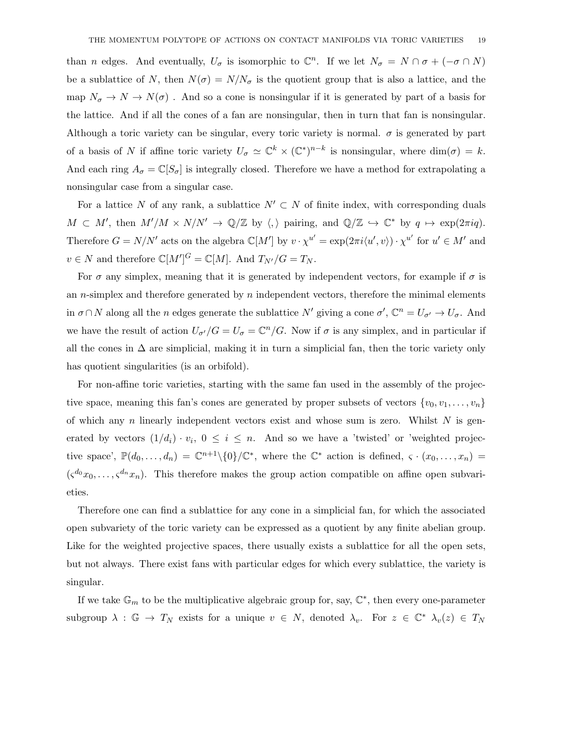than $n$ edges. And eventually, $U_\sigma$ is isomorphic to $\mathbb{C}^n$. If we let $N_\sigma = N \cap \sigma + (-\sigma \cap N)$ be a sublattice of $N$, then $N(\sigma) = N/N_\sigma$ is the quotient group that is also a lattice, and the map $N_\sigma \to N \to N(\sigma)$ . And so a cone is nonsingular if it is generated by part of a basis for the lattice. And if all the cones of a fan are nonsingular, then in turn that fan is nonsingular. Although a toric variety can be singular, every toric variety is normal. $\sigma$ is generated by part of a basis of $N$ if affine toric variety $U_\sigma \simeq \mathbb{C}^k \times (\mathbb{C}^*)^{n-k}$ is nonsingular, where $\dim(\sigma) = k$. And each ring $A_\sigma = \mathbb{C}[S_\sigma]$ is integrally closed. Therefore we have a method for extrapolating a nonsingular case from a singular case.

For a lattice $N$ of any rank, a sublattice $N' \subset N$ of finite index, with corresponding duals $M \subset M'$, then $M'/M \times N/N' \to \mathbb{Q}/\mathbb{Z}$ by $\langle , \rangle$ pairing, and $\mathbb{Q}/\mathbb{Z} \hookrightarrow \mathbb{C}^*$ by $q \mapsto \exp(2\pi i q)$. Therefore $G = N/N'$ acts on the algebra $\mathbb{C}[M']$ by $v \cdot \chi^{u'} = \exp(2\pi i \langle u', v\rangle) \cdot \chi^{u'}$ for $u' \in M'$ and $v \in N$ and therefore $\mathbb{C}[M']^G = \mathbb{C}[M]$. And $T_{N'}/G = T_N$.

For $\sigma$ any simplex, meaning that it is generated by independent vectors, for example if $\sigma$ is an $n$-simplex and therefore generated by $n$ independent vectors, therefore the minimal elements in $\sigma \cap N$ along all the $n$ edges generate the sublattice $N'$ giving a cone $\sigma'$, $\mathbb{C}^n = U_{\sigma'} \to U_\sigma$. And we have the result of action $U_{\sigma'}/G = U_\sigma = \mathbb{C}^n/G$. Now if $\sigma$ is any simplex, and in particular if all the cones in $\Delta$ are simplicial, making it in turn a simplicial fan, then the toric variety only has quotient singularities (is an orbifold).

For non-affine toric varieties, starting with the same fan used in the assembly of the projective space, meaning this fan's cones are generated by proper subsets of vectors $\{v_0, v_1, \ldots, v_n\}$ of which any $n$ linearly independent vectors exist and whose sum is zero. Whilst $N$ is generated by vectors $(1/d_i) \cdot v_i$, $0 \leq i \leq n$. And so we have a 'twisted' or 'weighted projective space', $\mathbb{P}(d_0, \ldots, d_n) = \mathbb{C}^{n+1}\backslash\{0\}/\mathbb{C}^*$, where the $\mathbb{C}^*$ action is defined, $\varsigma \cdot (x_0, \ldots, x_n) = (\varsigma^{d_0} x_0, \ldots, \varsigma^{d_n} x_n)$. This therefore makes the group action compatible on affine open subvarieties.

Therefore one can find a sublattice for any cone in a simplicial fan, for which the associated open subvariety of the toric variety can be expressed as a quotient by any finite abelian group. Like for the weighted projective spaces, there usually exists a sublattice for all the open sets, but not always. There exist fans with particular edges for which every sublattice, the variety is singular.

If we take $\mathbb{G}_m$ to be the multiplicative algebraic group for, say, $\mathbb{C}^*$, then every one-parameter subgroup $\lambda : \mathbb{G} \to T_N$ exists for a unique $v \in N$, denoted $\lambda_v$. For $z \in \mathbb{C}^*$ $\lambda_v(z) \in T_N$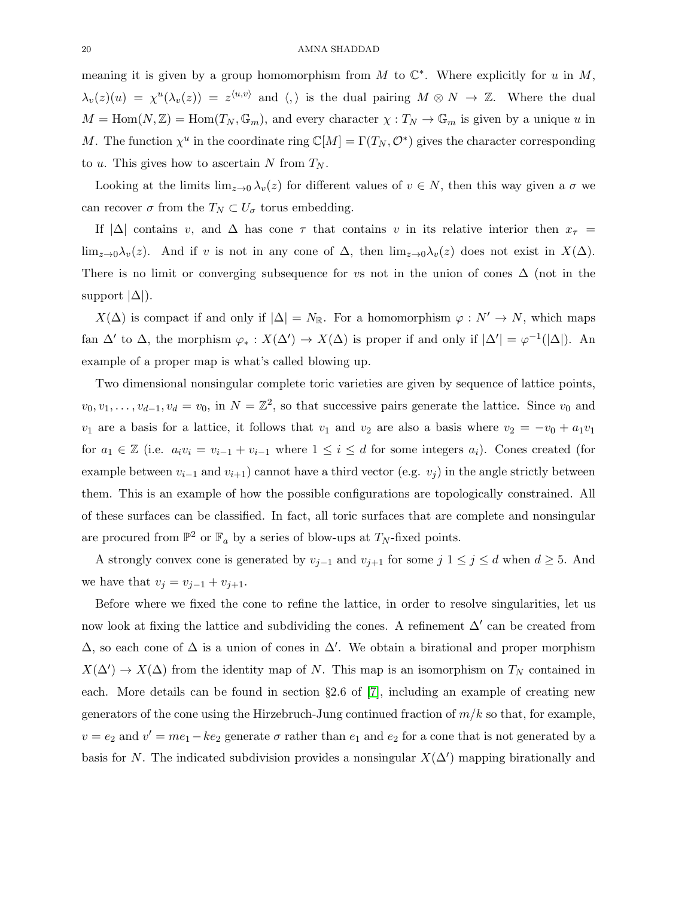meaning it is given by a group homomorphism from $M$ to $\mathbb{C}^*$. Where explicitly for $u$ in $M$, $\lambda_v(z)(u) = \chi^u(\lambda_v(z)) = z^{\langle u,v \rangle}$ and $\langle , \rangle$ is the dual pairing $M \otimes N \to \mathbb{Z}$. Where the dual $M = \mathrm{Hom}(N, \mathbb{Z}) = \mathrm{Hom}(T_N, \mathbb{G}_m)$, and every character $\chi : T_N \to \mathbb{G}_m$ is given by a unique $u$ in $M$. The function $\chi^u$ in the coordinate ring $\mathbb{C}[M] = \Gamma(T_N, \mathcal{O}^*)$ gives the character corresponding to $u$. This gives how to ascertain $N$ from $T_N$.

Looking at the limits $\lim_{z \to 0} \lambda_v(z)$ for different values of $v \in N$, then this way given a $\sigma$ we can recover $\sigma$ from the $T_N \subset U_\sigma$ torus embedding.

If $|\Delta|$ contains $v$, and $\Delta$ has cone $\tau$ that contains $v$ in its relative interior then $x_\tau = \lim_{z \to 0} \lambda_v(z)$. And if $v$ is not in any cone of $\Delta$, then $\lim_{z \to 0} \lambda_v(z)$ does not exist in $X(\Delta)$. There is no limit or converging subsequence for $v$s not in the union of cones $\Delta$ (not in the support $|\Delta|$).

$X(\Delta)$ is compact if and only if $|\Delta| = N_\mathbb{R}$. For a homomorphism $\varphi : N' \to N$, which maps fan $\Delta'$ to $\Delta$, the morphism $\varphi_* : X(\Delta') \to X(\Delta)$ is proper if and only if $|\Delta'| = \varphi^{-1}(|\Delta|)$. An example of a proper map is what's called blowing up.

Two dimensional nonsingular complete toric varieties are given by sequence of lattice points, $v_0, v_1, \ldots, v_{d-1}, v_d = v_0$, in $N = \mathbb{Z}^2$, so that successive pairs generate the lattice. Since $v_0$ and $v_1$ are a basis for a lattice, it follows that $v_1$ and $v_2$ are also a basis where $v_2 = -v_0 + a_1 v_1$ for $a_1 \in \mathbb{Z}$ (i.e. $a_i v_i = v_{i-1} + v_{i-1}$ where $1 \leq i \leq d$ for some integers $a_i$). Cones created (for example between $v_{i-1}$ and $v_{i+1}$) cannot have a third vector (e.g. $v_j$) in the angle strictly between them. This is an example of how the possible configurations are topologically constrained. All of these surfaces can be classified. In fact, all toric surfaces that are complete and nonsingular are procured from $\mathbb{P}^2$ or $\mathbb{F}_a$ by a series of blow-ups at $T_N$-fixed points.

A strongly convex cone is generated by $v_{j-1}$ and $v_{j+1}$ for some $j$ $1 \leq j \leq d$ when $d \geq 5$. And we have that $v_j = v_{j-1} + v_{j+1}$.

Before where we fixed the cone to refine the lattice, in order to resolve singularities, let us now look at fixing the lattice and subdividing the cones. A refinement $\Delta'$ can be created from $\Delta$, so each cone of $\Delta$ is a union of cones in $\Delta'$. We obtain a birational and proper morphism $X(\Delta') \to X(\Delta)$ from the identity map of $N$. This map is an isomorphism on $T_N$ contained in each. More details can be found in section §2.6 of [7], including an example of creating new generators of the cone using the Hirzebruch-Jung continued fraction of $m/k$ so that, for example, $v = e_2$ and $v' = me_1 - ke_2$ generate $\sigma$ rather than $e_1$ and $e_2$ for a cone that is not generated by a basis for $N$. The indicated subdivision provides a nonsingular $X(\Delta')$ mapping birationally and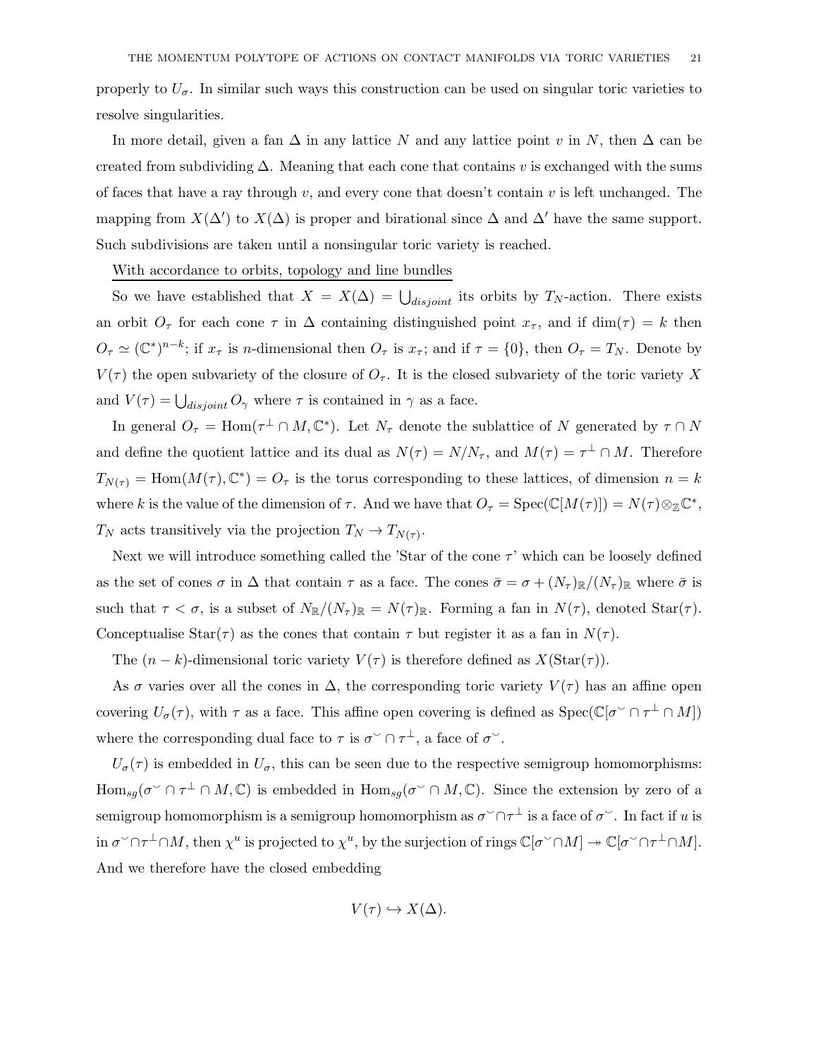properly to $U_\sigma$. In similar such ways this construction can be used on singular toric varieties to resolve singularities.

In more detail, given a fan $\Delta$ in any lattice $N$ and any lattice point $v$ in $N$, then $\Delta$ can be created from subdividing $\Delta$. Meaning that each cone that contains $v$ is exchanged with the sums of faces that have a ray through $v$, and every cone that doesn't contain $v$ is left unchanged. The mapping from $X(\Delta')$ to $X(\Delta)$ is proper and birational since $\Delta$ and $\Delta'$ have the same support. Such subdivisions are taken until a nonsingular toric variety is reached.

With accordance to orbits, topology and line bundles

So we have established that $X = X(\Delta) = \bigcup_{disjoint}$ its orbits by $T_N$-action. There exists an orbit $O_\tau$ for each cone $\tau$ in $\Delta$ containing distinguished point $x_\tau$, and if $\dim(\tau) = k$ then $O_\tau \simeq (\mathbb{C}^*)^{n-k}$; if $x_\tau$ is $n$-dimensional then $O_\tau$ is $x_\tau$; and if $\tau = \{0\}$, then $O_\tau = T_N$. Denote by $V(\tau)$ the open subvariety of the closure of $O_\tau$. It is the closed subvariety of the toric variety $X$ and $V(\tau) = \bigcup_{disjoint} O_\gamma$ where $\tau$ is contained in $\gamma$ as a face.

In general $O_\tau = \mathrm{Hom}(\tau^\perp \cap M, \mathbb{C}^*)$. Let $N_\tau$ denote the sublattice of $N$ generated by $\tau \cap N$ and define the quotient lattice and its dual as $N(\tau) = N/N_\tau$, and $M(\tau) = \tau^\perp \cap M$. Therefore $T_{N(\tau)} = \mathrm{Hom}(M(\tau), \mathbb{C}^*) = O_\tau$ is the torus corresponding to these lattices, of dimension $n = k$ where $k$ is the value of the dimension of $\tau$. And we have that $O_\tau = \mathrm{Spec}(\mathbb{C}[M(\tau)]) = N(\tau) \otimes_{\mathbb{Z}} \mathbb{C}^*$, $T_N$ acts transitively via the projection $T_N \to T_{N(\tau)}$.

Next we will introduce something called the 'Star of the cone $\tau$' which can be loosely defined as the set of cones $\sigma$ in $\Delta$ that contain $\tau$ as a face. The cones $\bar{\sigma} = \sigma + (N_\tau)_\mathbb{R}/(N_\tau)_\mathbb{R}$ where $\bar{\sigma}$ is such that $\tau < \sigma$, is a subset of $N_\mathbb{R}/(N_\tau)_\mathbb{R} = N(\tau)_\mathbb{R}$. Forming a fan in $N(\tau)$, denoted $\mathrm{Star}(\tau)$. Conceptualise $\mathrm{Star}(\tau)$ as the cones that contain $\tau$ but register it as a fan in $N(\tau)$.

The $(n-k)$-dimensional toric variety $V(\tau)$ is therefore defined as $X(\mathrm{Star}(\tau))$.

As $\sigma$ varies over all the cones in $\Delta$, the corresponding toric variety $V(\tau)$ has an affine open covering $U_\sigma(\tau)$, with $\tau$ as a face. This affine open covering is defined as $\mathrm{Spec}(\mathbb{C}[\sigma^\vee \cap \tau^\perp \cap M])$ where the corresponding dual face to $\tau$ is $\sigma^\vee \cap \tau^\perp$, a face of $\sigma^\vee$.

$U_\sigma(\tau)$ is embedded in $U_\sigma$, this can be seen due to the respective semigroup homomorphisms: $\mathrm{Hom}_{sg}(\sigma^\vee \cap \tau^\perp \cap M, \mathbb{C})$ is embedded in $\mathrm{Hom}_{sg}(\sigma^\vee \cap M, \mathbb{C})$. Since the extension by zero of a semigroup homomorphism is a semigroup homomorphism as $\sigma^\vee \cap \tau^\perp$ is a face of $\sigma^\vee$. In fact if $u$ is in $\sigma^\vee \cap \tau^\perp \cap M$, then $\chi^u$ is projected to $\chi^u$, by the surjection of rings $\mathbb{C}[\sigma^\vee \cap M] \twoheadrightarrow \mathbb{C}[\sigma^\vee \cap \tau^\perp \cap M]$. And we therefore have the closed embedding

$$V(\tau) \hookrightarrow X(\Delta).$$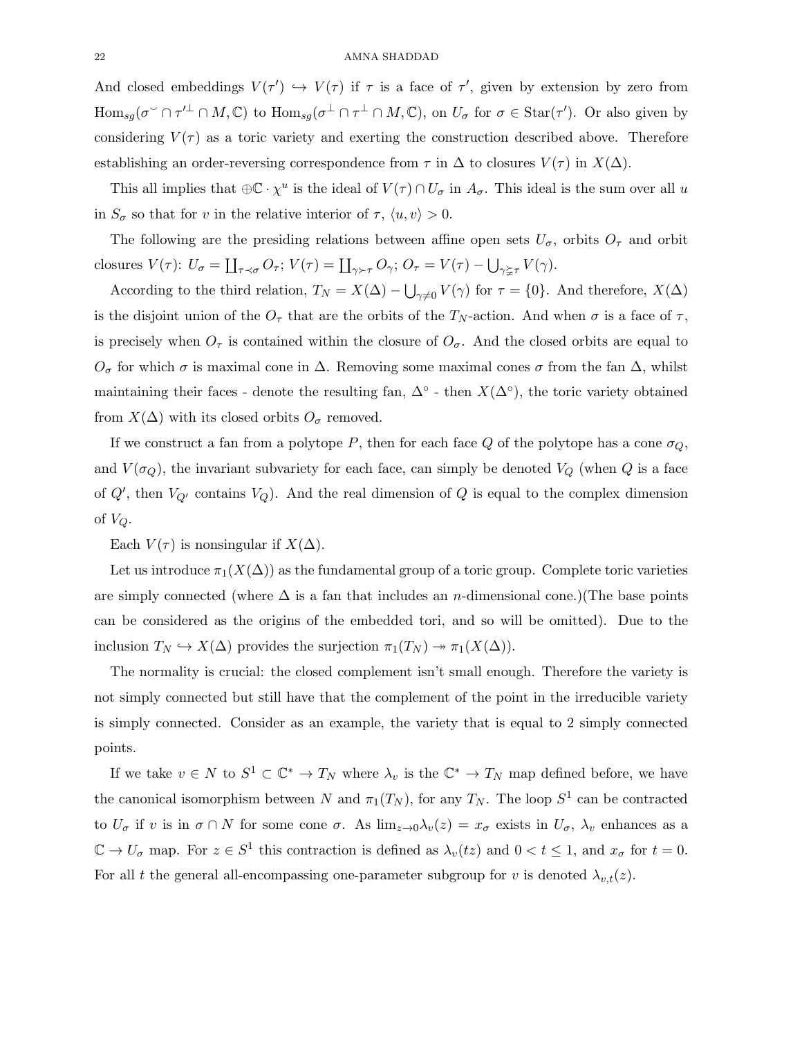And closed embeddings $V(\tau') \hookrightarrow V(\tau)$ if $\tau$ is a face of $\tau'$, given by extension by zero from $\mathrm{Hom}_{sg}(\sigma^\vee \cap \tau'^\perp \cap M, \mathbb{C})$ to $\mathrm{Hom}_{sg}(\sigma^\perp \cap \tau^\perp \cap M, \mathbb{C})$, on $U_\sigma$ for $\sigma \in \mathrm{Star}(\tau')$. Or also given by considering $V(\tau)$ as a toric variety and exerting the construction described above. Therefore establishing an order-reversing correspondence from $\tau$ in $\Delta$ to closures $V(\tau)$ in $X(\Delta)$.

This all implies that $\oplus\mathbb{C} \cdot \chi^u$ is the ideal of $V(\tau) \cap U_\sigma$ in $A_\sigma$. This ideal is the sum over all $u$ in $S_\sigma$ so that for $v$ in the relative interior of $\tau$, $\langle u, v\rangle > 0$.

The following are the presiding relations between affine open sets $U_\sigma$, orbits $O_\tau$ and orbit closures $V(\tau)$: $U_\sigma = \coprod_{\tau \prec \sigma} O_\tau$; $V(\tau) = \coprod_{\gamma \succ \tau} O_\gamma$; $O_\tau = V(\tau) - \bigcup_{\gamma \succneqq \tau} V(\gamma)$.

According to the third relation, $T_N = X(\Delta) - \bigcup_{\gamma \neq 0} V(\gamma)$ for $\tau = \{0\}$. And therefore, $X(\Delta)$ is the disjoint union of the $O_\tau$ that are the orbits of the $T_N$-action. And when $\sigma$ is a face of $\tau$, is precisely when $O_\tau$ is contained within the closure of $O_\sigma$. And the closed orbits are equal to $O_\sigma$ for which $\sigma$ is maximal cone in $\Delta$. Removing some maximal cones $\sigma$ from the fan $\Delta$, whilst maintaining their faces - denote the resulting fan, $\Delta^\circ$ - then $X(\Delta^\circ)$, the toric variety obtained from $X(\Delta)$ with its closed orbits $O_\sigma$ removed.

If we construct a fan from a polytope $P$, then for each face $Q$ of the polytope has a cone $\sigma_Q$, and $V(\sigma_Q)$, the invariant subvariety for each face, can simply be denoted $V_Q$ (when $Q$ is a face of $Q'$, then $V_{Q'}$ contains $V_Q$). And the real dimension of $Q$ is equal to the complex dimension of $V_Q$.

Each $V(\tau)$ is nonsingular if $X(\Delta)$.

Let us introduce $\pi_1(X(\Delta))$ as the fundamental group of a toric group. Complete toric varieties are simply connected (where $\Delta$ is a fan that includes an $n$-dimensional cone.)(The base points can be considered as the origins of the embedded tori, and so will be omitted). Due to the inclusion $T_N \hookrightarrow X(\Delta)$ provides the surjection $\pi_1(T_N) \twoheadrightarrow \pi_1(X(\Delta))$.

The normality is crucial: the closed complement isn't small enough. Therefore the variety is not simply connected but still have that the complement of the point in the irreducible variety is simply connected. Consider as an example, the variety that is equal to 2 simply connected points.

If we take $v \in N$ to $S^1 \subset \mathbb{C}^* \to T_N$ where $\lambda_v$ is the $\mathbb{C}^* \to T_N$ map defined before, we have the canonical isomorphism between $N$ and $\pi_1(T_N)$, for any $T_N$. The loop $S^1$ can be contracted to $U_\sigma$ if $v$ is in $\sigma \cap N$ for some cone $\sigma$. As $\lim_{z \to 0} \lambda_v(z) = x_\sigma$ exists in $U_\sigma$, $\lambda_v$ enhances as a $\mathbb{C} \to U_\sigma$ map. For $z \in S^1$ this contraction is defined as $\lambda_v(tz)$ and $0 < t \leq 1$, and $x_\sigma$ for $t = 0$. For all $t$ the general all-encompassing one-parameter subgroup for $v$ is denoted $\lambda_{v,t}(z)$.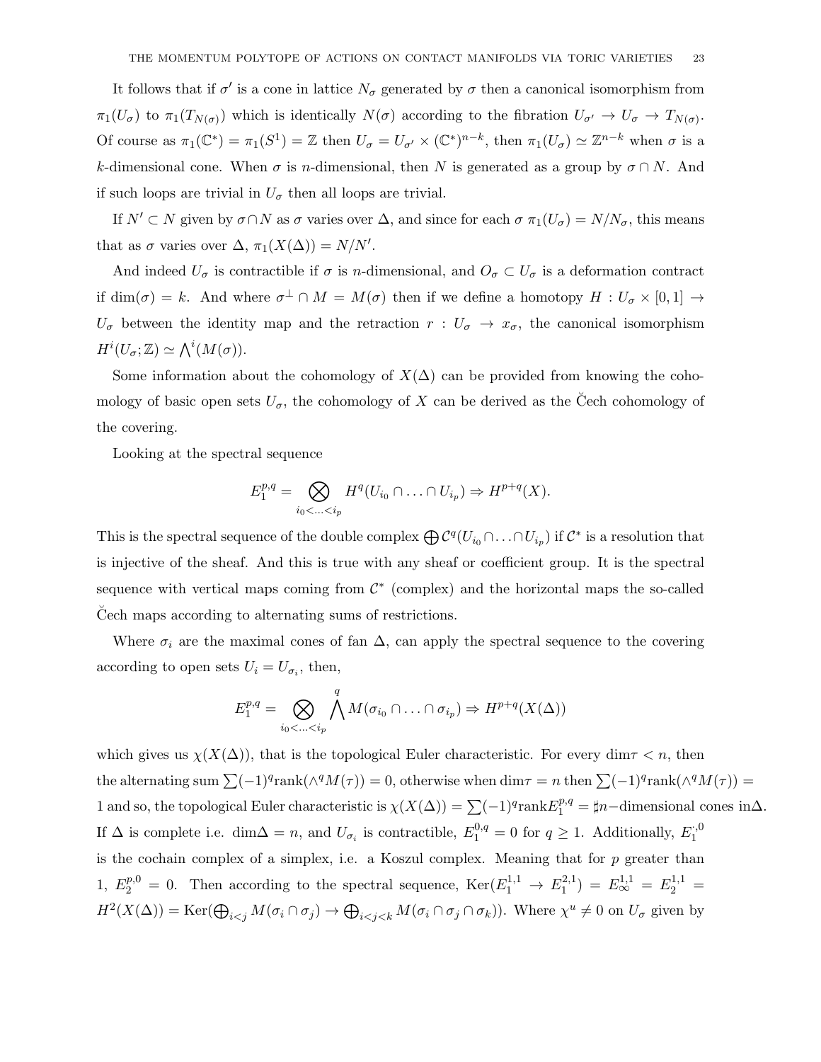It follows that if $\sigma'$ is a cone in lattice $N_\sigma$ generated by $\sigma$ then a canonical isomorphism from $\pi_1(U_\sigma)$ to $\pi_1(T_{N(\sigma)})$ which is identically $N(\sigma)$ according to the fibration $U_{\sigma'} \to U_\sigma \to T_{N(\sigma)}$. Of course as $\pi_1(\mathbb{C}^*) = \pi_1(S^1) = \mathbb{Z}$ then $U_\sigma = U_{\sigma'} \times (\mathbb{C}^*)^{n-k}$, then $\pi_1(U_\sigma) \simeq \mathbb{Z}^{n-k}$ when $\sigma$ is a $k$-dimensional cone. When $\sigma$ is $n$-dimensional, then $N$ is generated as a group by $\sigma \cap N$. And if such loops are trivial in $U_\sigma$ then all loops are trivial.

If $N' \subset N$ given by $\sigma \cap N$ as $\sigma$ varies over $\Delta$, and since for each $\sigma$ $\pi_1(U_\sigma) = N/N_\sigma$, this means that as $\sigma$ varies over $\Delta$, $\pi_1(X(\Delta)) = N/N'$.

And indeed $U_\sigma$ is contractible if $\sigma$ is $n$-dimensional, and $O_\sigma \subset U_\sigma$ is a deformation contract if $\dim(\sigma) = k$. And where $\sigma^\perp \cap M = M(\sigma)$ then if we define a homotopy $H : U_\sigma \times [0,1] \to U_\sigma$ between the identity map and the retraction $r : U_\sigma \to x_\sigma$, the canonical isomorphism $H^i(U_\sigma; \mathbb{Z}) \simeq \bigwedge^i(M(\sigma))$.

Some information about the cohomology of $X(\Delta)$ can be provided from knowing the cohomology of basic open sets $U_\sigma$, the cohomology of $X$ can be derived as the Čech cohomology of the covering.

Looking at the spectral sequence

$$E_1^{p,q} = \bigotimes_{i_0 < \ldots < i_p} H^q(U_{i_0} \cap \ldots \cap U_{i_p}) \Rightarrow H^{p+q}(X).$$

This is the spectral sequence of the double complex $\bigoplus \mathcal{C}^q(U_{i_0} \cap \ldots \cap U_{i_p})$ if $\mathcal{C}^*$ is a resolution that is injective of the sheaf. And this is true with any sheaf or coefficient group. It is the spectral sequence with vertical maps coming from $\mathcal{C}^*$ (complex) and the horizontal maps the so-called Čech maps according to alternating sums of restrictions.

Where $\sigma_i$ are the maximal cones of fan $\Delta$, can apply the spectral sequence to the covering according to open sets $U_i = U_{\sigma_i}$, then,

$$E_1^{p,q} = \bigotimes_{i_0 < \ldots < i_p} \bigwedge^q M(\sigma_{i_0} \cap \ldots \cap \sigma_{i_p}) \Rightarrow H^{p+q}(X(\Delta))$$

which gives us $\chi(X(\Delta))$, that is the topological Euler characteristic. For every $\dim\tau < n$, then the alternating sum $\sum(-1)^q \mathrm{rank}(\wedge^q M(\tau)) = 0$, otherwise when $\dim\tau = n$ then $\sum(-1)^q \mathrm{rank}(\wedge^q M(\tau)) = 1$ and so, the topological Euler characteristic is $\chi(X(\Delta)) = \sum(-1)^q \mathrm{rank} E_1^{p,q} = \sharp n-$dimensional cones in$\Delta$. If $\Delta$ is complete i.e. $\dim\Delta = n$, and $U_{\sigma_i}$ is contractible, $E_1^{0,q} = 0$ for $q \geq 1$. Additionally, $E_1^{\cdot,0}$ is the cochain complex of a simplex, i.e. a Koszul complex. Meaning that for $p$ greater than 1, $E_2^{p,0} = 0$. Then according to the spectral sequence, $\mathrm{Ker}(E_1^{1,1} \to E_1^{2,1}) = E_\infty^{1,1} = E_2^{1,1} = H^2(X(\Delta)) = \mathrm{Ker}(\bigoplus_{i<j} M(\sigma_i \cap \sigma_j) \to \bigoplus_{i<j<k} M(\sigma_i \cap \sigma_j \cap \sigma_k))$. Where $\chi^u \neq 0$ on $U_\sigma$ given by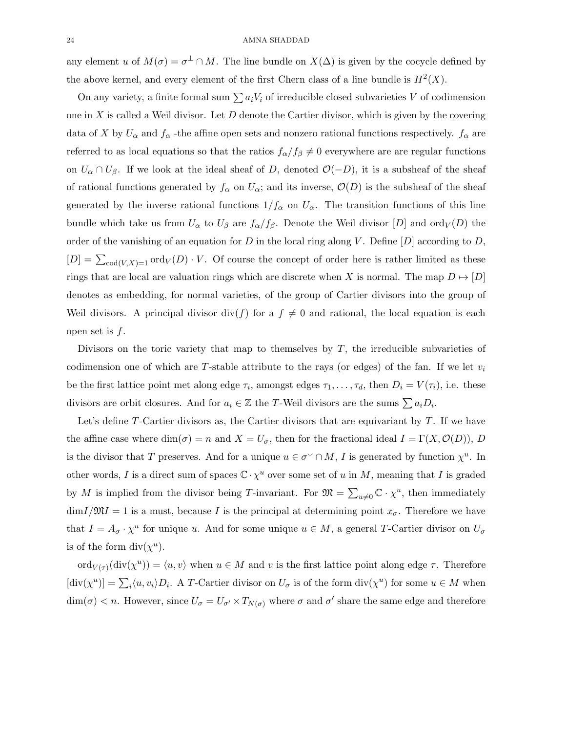any element $u$ of $M(\sigma) = \sigma^{\perp} \cap M$. The line bundle on $X(\Delta)$ is given by the cocycle defined by the above kernel, and every element of the first Chern class of a line bundle is $H^2(X)$.

On any variety, a finite formal sum $\sum a_i V_i$ of irreducible closed subvarieties $V$ of codimension one in $X$ is called a Weil divisor. Let $D$ denote the Cartier divisor, which is given by the covering data of $X$ by $U_\alpha$ and $f_\alpha$ -the affine open sets and nonzero rational functions respectively. $f_\alpha$ are referred to as local equations so that the ratios $f_\alpha/f_\beta \neq 0$ everywhere are are regular functions on $U_\alpha \cap U_\beta$. If we look at the ideal sheaf of $D$, denoted $\mathcal{O}(-D)$, it is a subsheaf of the sheaf of rational functions generated by $f_\alpha$ on $U_\alpha$; and its inverse, $\mathcal{O}(D)$ is the subsheaf of the sheaf generated by the inverse rational functions $1/f_\alpha$ on $U_\alpha$. The transition functions of this line bundle which take us from $U_\alpha$ to $U_\beta$ are $f_\alpha/f_\beta$. Denote the Weil divisor $[D]$ and $\text{ord}_V(D)$ the order of the vanishing of an equation for $D$ in the local ring along $V$. Define $[D]$ according to $D$, $[D] = \sum_{\text{cod}(V,X)=1} \text{ord}_V(D) \cdot V$. Of course the concept of order here is rather limited as these rings that are local are valuation rings which are discrete when $X$ is normal. The map $D \mapsto [D]$ denotes as embedding, for normal varieties, of the group of Cartier divisors into the group of Weil divisors. A principal divisor $\text{div}(f)$ for a $f \neq 0$ and rational, the local equation is each open set is $f$.

Divisors on the toric variety that map to themselves by $T$, the irreducible subvarieties of codimension one of which are $T$-stable attribute to the rays (or edges) of the fan. If we let $v_i$ be the first lattice point met along edge $\tau_i$, amongst edges $\tau_1, \ldots, \tau_d$, then $D_i = V(\tau_i)$, i.e. these divisors are orbit closures. And for $a_i \in \mathbb{Z}$ the $T$-Weil divisors are the sums $\sum a_i D_i$.

Let's define $T$-Cartier divisors as, the Cartier divisors that are equivariant by $T$. If we have the affine case where $\dim(\sigma) = n$ and $X = U_\sigma$, then for the fractional ideal $I = \Gamma(X, \mathcal{O}(D))$, $D$ is the divisor that $T$ preserves. And for a unique $u \in \sigma^{\vee} \cap M$, $I$ is generated by function $\chi^u$. In other words, $I$ is a direct sum of spaces $\mathbb{C} \cdot \chi^u$ over some set of $u$ in $M$, meaning that $I$ is graded by $M$ is implied from the divisor being $T$-invariant. For $\mathfrak{M} = \sum_{u \neq 0} \mathbb{C} \cdot \chi^u$, then immediately $\dim I/\mathfrak{M}I = 1$ is a must, because $I$ is the principal at determining point $x_\sigma$. Therefore we have that $I = A_\sigma \cdot \chi^u$ for unique $u$. And for some unique $u \in M$, a general $T$-Cartier divisor on $U_\sigma$ is of the form $\text{div}(\chi^u)$.

$\text{ord}_{V(\tau)}(\text{div}(\chi^u)) = \langle u, v \rangle$ when $u \in M$ and $v$ is the first lattice point along edge $\tau$. Therefore $[\text{div}(\chi^u)] = \sum_i \langle u, v_i \rangle D_i$. A $T$-Cartier divisor on $U_\sigma$ is of the form $\text{div}(\chi^u)$ for some $u \in M$ when $\dim(\sigma) < n$. However, since $U_\sigma = U_{\sigma'} \times T_{N(\sigma)}$ where $\sigma$ and $\sigma'$ share the same edge and therefore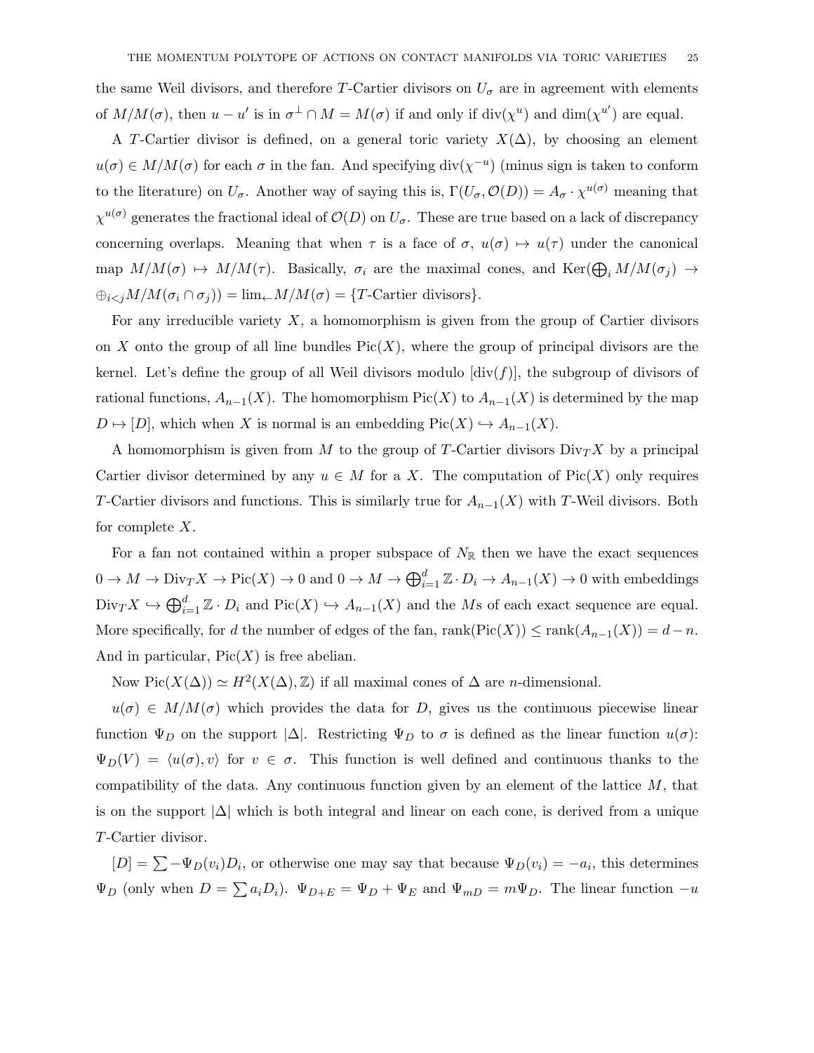the same Weil divisors, and therefore $T$-Cartier divisors on $U_\sigma$ are in agreement with elements of $M/M(\sigma)$, then $u - u'$ is in $\sigma^\perp \cap M = M(\sigma)$ if and only if $\mathrm{div}(\chi^u)$ and $\dim(\chi^{u'})$ are equal.

A $T$-Cartier divisor is defined, on a general toric variety $X(\Delta)$, by choosing an element $u(\sigma) \in M/M(\sigma)$ for each $\sigma$ in the fan. And specifying $\mathrm{div}(\chi^{-u})$ (minus sign is taken to conform to the literature) on $U_\sigma$. Another way of saying this is, $\Gamma(U_\sigma, \mathcal{O}(D)) = A_\sigma \cdot \chi^{u(\sigma)}$ meaning that $\chi^{u(\sigma)}$ generates the fractional ideal of $\mathcal{O}(D)$ on $U_\sigma$. These are true based on a lack of discrepancy concerning overlaps. Meaning that when $\tau$ is a face of $\sigma$, $u(\sigma) \mapsto u(\tau)$ under the canonical map $M/M(\sigma) \mapsto M/M(\tau)$. Basically, $\sigma_i$ are the maximal cones, and $\mathrm{Ker}(\bigoplus_i M/M(\sigma_j) \to \oplus_{i<j} M/M(\sigma_i \cap \sigma_j)) = \lim_{\leftarrow} M/M(\sigma) = \{T\text{-Cartier divisors}\}$.

For any irreducible variety $X$, a homomorphism is given from the group of Cartier divisors on $X$ onto the group of all line bundles $\mathrm{Pic}(X)$, where the group of principal divisors are the kernel. Let's define the group of all Weil divisors modulo $[\mathrm{div}(f)]$, the subgroup of divisors of rational functions, $A_{n-1}(X)$. The homomorphism $\mathrm{Pic}(X)$ to $A_{n-1}(X)$ is determined by the map $D \mapsto [D]$, which when $X$ is normal is an embedding $\mathrm{Pic}(X) \hookrightarrow A_{n-1}(X)$.

A homomorphism is given from $M$ to the group of $T$-Cartier divisors $\mathrm{Div}_T X$ by a principal Cartier divisor determined by any $u \in M$ for a $X$. The computation of $\mathrm{Pic}(X)$ only requires $T$-Cartier divisors and functions. This is similarly true for $A_{n-1}(X)$ with $T$-Weil divisors. Both for complete $X$.

For a fan not contained within a proper subspace of $N_\mathbb{R}$ then we have the exact sequences $0 \to M \to \mathrm{Div}_T X \to \mathrm{Pic}(X) \to 0$ and $0 \to M \to \bigoplus_{i=1}^d \mathbb{Z} \cdot D_i \to A_{n-1}(X) \to 0$ with embeddings $\mathrm{Div}_T X \hookrightarrow \bigoplus_{i=1}^d \mathbb{Z} \cdot D_i$ and $\mathrm{Pic}(X) \hookrightarrow A_{n-1}(X)$ and the $M$s of each exact sequence are equal. More specifically, for $d$ the number of edges of the fan, $\mathrm{rank}(\mathrm{Pic}(X)) \leq \mathrm{rank}(A_{n-1}(X)) = d - n$. And in particular, $\mathrm{Pic}(X)$ is free abelian.

Now $\mathrm{Pic}(X(\Delta)) \simeq H^2(X(\Delta), \mathbb{Z})$ if all maximal cones of $\Delta$ are $n$-dimensional.

$u(\sigma) \in M/M(\sigma)$ which provides the data for $D$, gives us the continuous piecewise linear function $\Psi_D$ on the support $|\Delta|$. Restricting $\Psi_D$ to $\sigma$ is defined as the linear function $u(\sigma)$: $\Psi_D(V) = \langle u(\sigma), v\rangle$ for $v \in \sigma$. This function is well defined and continuous thanks to the compatibility of the data. Any continuous function given by an element of the lattice $M$, that is on the support $|\Delta|$ which is both integral and linear on each cone, is derived from a unique $T$-Cartier divisor.

$[D] = \sum -\Psi_D(v_i) D_i$, or otherwise one may say that because $\Psi_D(v_i) = -a_i$, this determines $\Psi_D$ (only when $D = \sum a_i D_i$). $\Psi_{D+E} = \Psi_D + \Psi_E$ and $\Psi_{mD} = m\Psi_D$. The linear function $-u$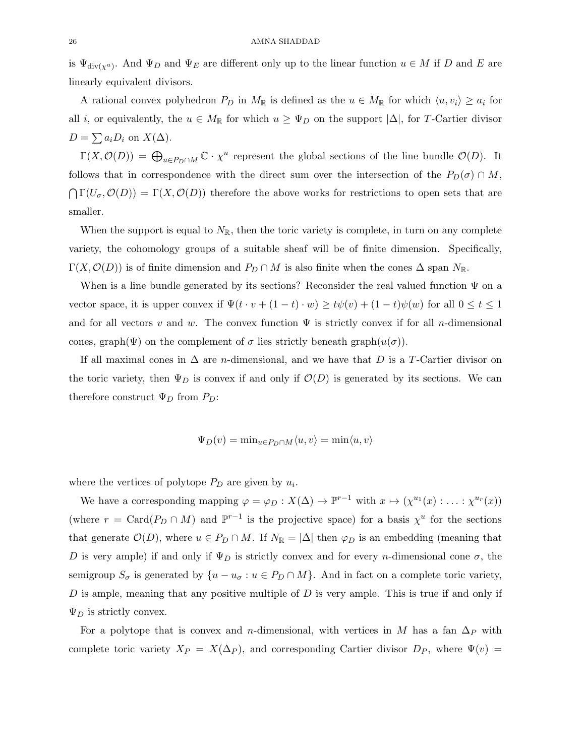is $\Psi_{\text{div}(\chi^u)}$. And $\Psi_D$ and $\Psi_E$ are different only up to the linear function $u \in M$ if $D$ and $E$ are linearly equivalent divisors.

A rational convex polyhedron $P_D$ in $M_{\mathbb{R}}$ is defined as the $u \in M_{\mathbb{R}}$ for which $\langle u, v_i \rangle \geq a_i$ for all $i$, or equivalently, the $u \in M_{\mathbb{R}}$ for which $u \geq \Psi_D$ on the support $|\Delta|$, for $T$-Cartier divisor $D = \sum a_i D_i$ on $X(\Delta)$.

$\Gamma(X, \mathcal{O}(D)) = \bigoplus_{u \in P_D \cap M} \mathbb{C} \cdot \chi^u$ represent the global sections of the line bundle $\mathcal{O}(D)$. It follows that in correspondence with the direct sum over the intersection of the $P_D(\sigma) \cap M$, $\bigcap \Gamma(U_\sigma, \mathcal{O}(D)) = \Gamma(X, \mathcal{O}(D))$ therefore the above works for restrictions to open sets that are smaller.

When the support is equal to $N_{\mathbb{R}}$, then the toric variety is complete, in turn on any complete variety, the cohomology groups of a suitable sheaf will be of finite dimension. Specifically, $\Gamma(X, \mathcal{O}(D))$ is of finite dimension and $P_D \cap M$ is also finite when the cones $\Delta$ span $N_{\mathbb{R}}$.

When is a line bundle generated by its sections? Reconsider the real valued function $\Psi$ on a vector space, it is upper convex if $\Psi(t \cdot v + (1-t) \cdot w) \geq t\psi(v) + (1-t)\psi(w)$ for all $0 \leq t \leq 1$ and for all vectors $v$ and $w$. The convex function $\Psi$ is strictly convex if for all $n$-dimensional cones, graph($\Psi$) on the complement of $\sigma$ lies strictly beneath graph($u(\sigma)$).

If all maximal cones in $\Delta$ are $n$-dimensional, and we have that $D$ is a $T$-Cartier divisor on the toric variety, then $\Psi_D$ is convex if and only if $\mathcal{O}(D)$ is generated by its sections. We can therefore construct $\Psi_D$ from $P_D$:

$$\Psi_D(v) = \min_{u \in P_D \cap M} \langle u, v \rangle = \min \langle u, v \rangle$$

where the vertices of polytope $P_D$ are given by $u_i$.

We have a corresponding mapping $\varphi = \varphi_D : X(\Delta) \to \mathbb{P}^{r-1}$ with $x \mapsto (\chi^{u_1}(x) : \ldots : \chi^{u_r}(x))$ (where $r = \text{Card}(P_D \cap M)$ and $\mathbb{P}^{r-1}$ is the projective space) for a basis $\chi^u$ for the sections that generate $\mathcal{O}(D)$, where $u \in P_D \cap M$. If $N_{\mathbb{R}} = |\Delta|$ then $\varphi_D$ is an embedding (meaning that $D$ is very ample) if and only if $\Psi_D$ is strictly convex and for every $n$-dimensional cone $\sigma$, the semigroup $S_\sigma$ is generated by $\{u - u_\sigma : u \in P_D \cap M\}$. And in fact on a complete toric variety, $D$ is ample, meaning that any positive multiple of $D$ is very ample. This is true if and only if $\Psi_D$ is strictly convex.

For a polytope that is convex and $n$-dimensional, with vertices in $M$ has a fan $\Delta_P$ with complete toric variety $X_P = X(\Delta_P)$, and corresponding Cartier divisor $D_P$, where $\Psi(v) =$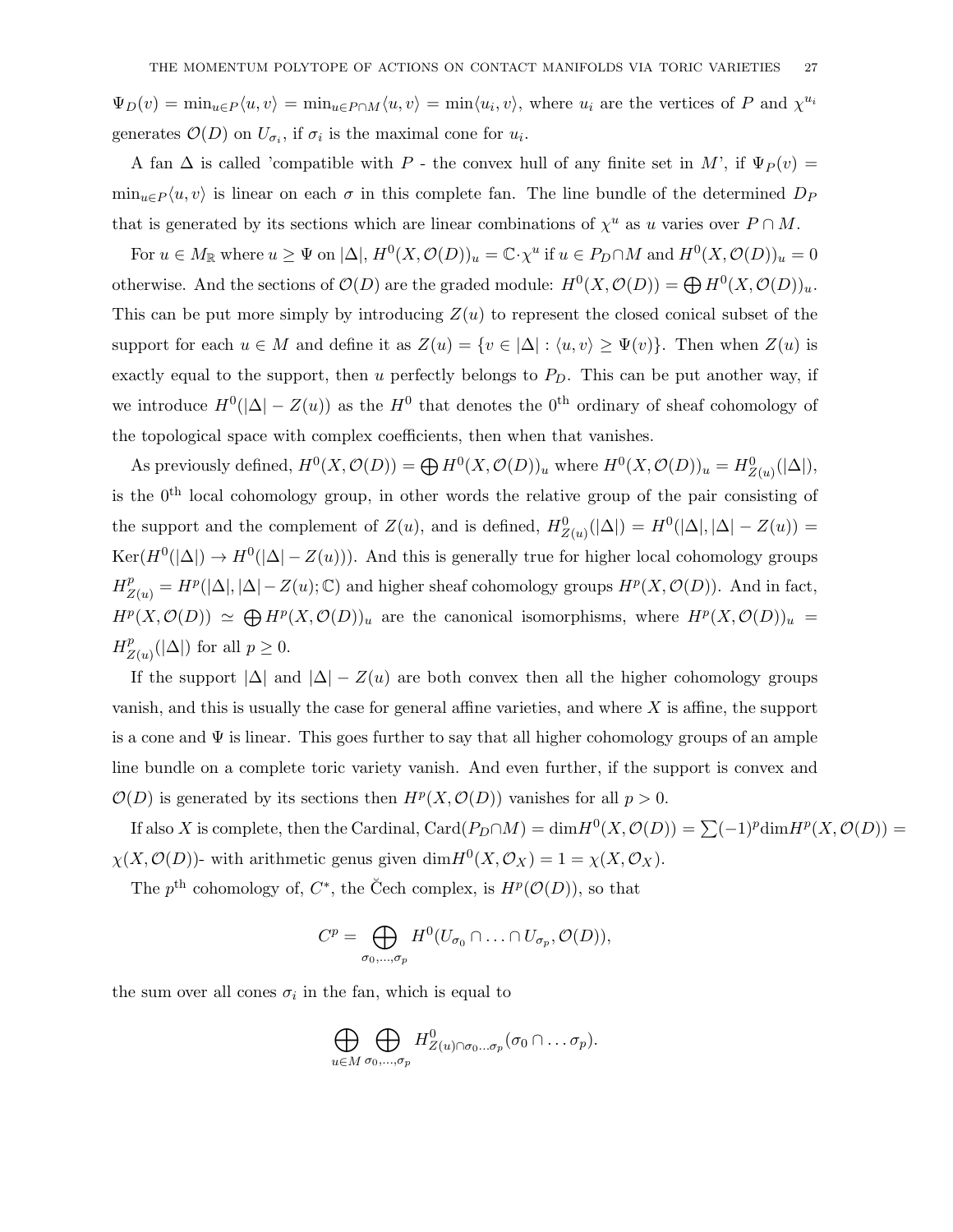$\Psi_D(v) = \min_{u \in P}\langle u, v\rangle = \min_{u \in P\cap M}\langle u, v\rangle = \min\langle u_i, v\rangle$, where $u_i$ are the vertices of $P$ and $\chi^{u_i}$ generates $\mathcal{O}(D)$ on $U_{\sigma_i}$, if $\sigma_i$ is the maximal cone for $u_i$.

A fan $\Delta$ is called 'compatible with $P$ - the convex hull of any finite set in $M$', if $\Psi_P(v) = \min_{u\in P}\langle u, v\rangle$ is linear on each $\sigma$ in this complete fan. The line bundle of the determined $D_P$ that is generated by its sections which are linear combinations of $\chi^u$ as $u$ varies over $P \cap M$.

For $u \in M_{\mathbb{R}}$ where $u \geq \Psi$ on $|\Delta|$, $H^0(X, \mathcal{O}(D))_u = \mathbb{C}\cdot\chi^u$ if $u \in P_D\cap M$ and $H^0(X, \mathcal{O}(D))_u = 0$ otherwise. And the sections of $\mathcal{O}(D)$ are the graded module: $H^0(X, \mathcal{O}(D)) = \bigoplus H^0(X, \mathcal{O}(D))_u$. This can be put more simply by introducing $Z(u)$ to represent the closed conical subset of the support for each $u \in M$ and define it as $Z(u) = \{v \in |\Delta| : \langle u, v\rangle \geq \Psi(v)\}$. Then when $Z(u)$ is exactly equal to the support, then $u$ perfectly belongs to $P_D$. This can be put another way, if we introduce $H^0(|\Delta| - Z(u))$ as the $H^0$ that denotes the $0^{\text{th}}$ ordinary of sheaf cohomology of the topological space with complex coefficients, then when that vanishes.

As previously defined, $H^0(X, \mathcal{O}(D)) = \bigoplus H^0(X, \mathcal{O}(D))_u$ where $H^0(X, \mathcal{O}(D))_u = H^0_{Z(u)}(|\Delta|)$, is the $0^{\text{th}}$ local cohomology group, in other words the relative group of the pair consisting of the support and the complement of $Z(u)$, and is defined, $H^0_{Z(u)}(|\Delta|) = H^0(|\Delta|, |\Delta| - Z(u)) = \operatorname{Ker}(H^0(|\Delta|) \to H^0(|\Delta| - Z(u)))$. And this is generally true for higher local cohomology groups $H^p_{Z(u)} = H^p(|\Delta|, |\Delta| - Z(u); \mathbb{C})$ and higher sheaf cohomology groups $H^p(X, \mathcal{O}(D))$. And in fact, $H^p(X, \mathcal{O}(D)) \simeq \bigoplus H^p(X, \mathcal{O}(D))_u$ are the canonical isomorphisms, where $H^p(X, \mathcal{O}(D))_u = H^p_{Z(u)}(|\Delta|)$ for all $p \geq 0$.

If the support $|\Delta|$ and $|\Delta| - Z(u)$ are both convex then all the higher cohomology groups vanish, and this is usually the case for general affine varieties, and where $X$ is affine, the support is a cone and $\Psi$ is linear. This goes further to say that all higher cohomology groups of an ample line bundle on a complete toric variety vanish. And even further, if the support is convex and $\mathcal{O}(D)$ is generated by its sections then $H^p(X, \mathcal{O}(D))$ vanishes for all $p > 0$.

If also $X$ is complete, then the Cardinal, $\operatorname{Card}(P_D\cap M) = \dim H^0(X, \mathcal{O}(D)) = \sum(-1)^p \dim H^p(X, \mathcal{O}(D)) = \chi(X, \mathcal{O}(D))$- with arithmetic genus given $\dim H^0(X, \mathcal{O}_X) = 1 = \chi(X, \mathcal{O}_X)$.

The $p^{\text{th}}$ cohomology of, $C^*$, the Čech complex, is $H^p(\mathcal{O}(D))$, so that

$$C^p = \bigoplus_{\sigma_0,\ldots,\sigma_p} H^0(U_{\sigma_0} \cap \ldots \cap U_{\sigma_p}, \mathcal{O}(D)),$$

the sum over all cones $\sigma_i$ in the fan, which is equal to

$$\bigoplus_{u\in M} \bigoplus_{\sigma_0,\ldots,\sigma_p} H^0_{Z(u)\cap\sigma_0\ldots\sigma_p}(\sigma_0 \cap \ldots \sigma_p).$$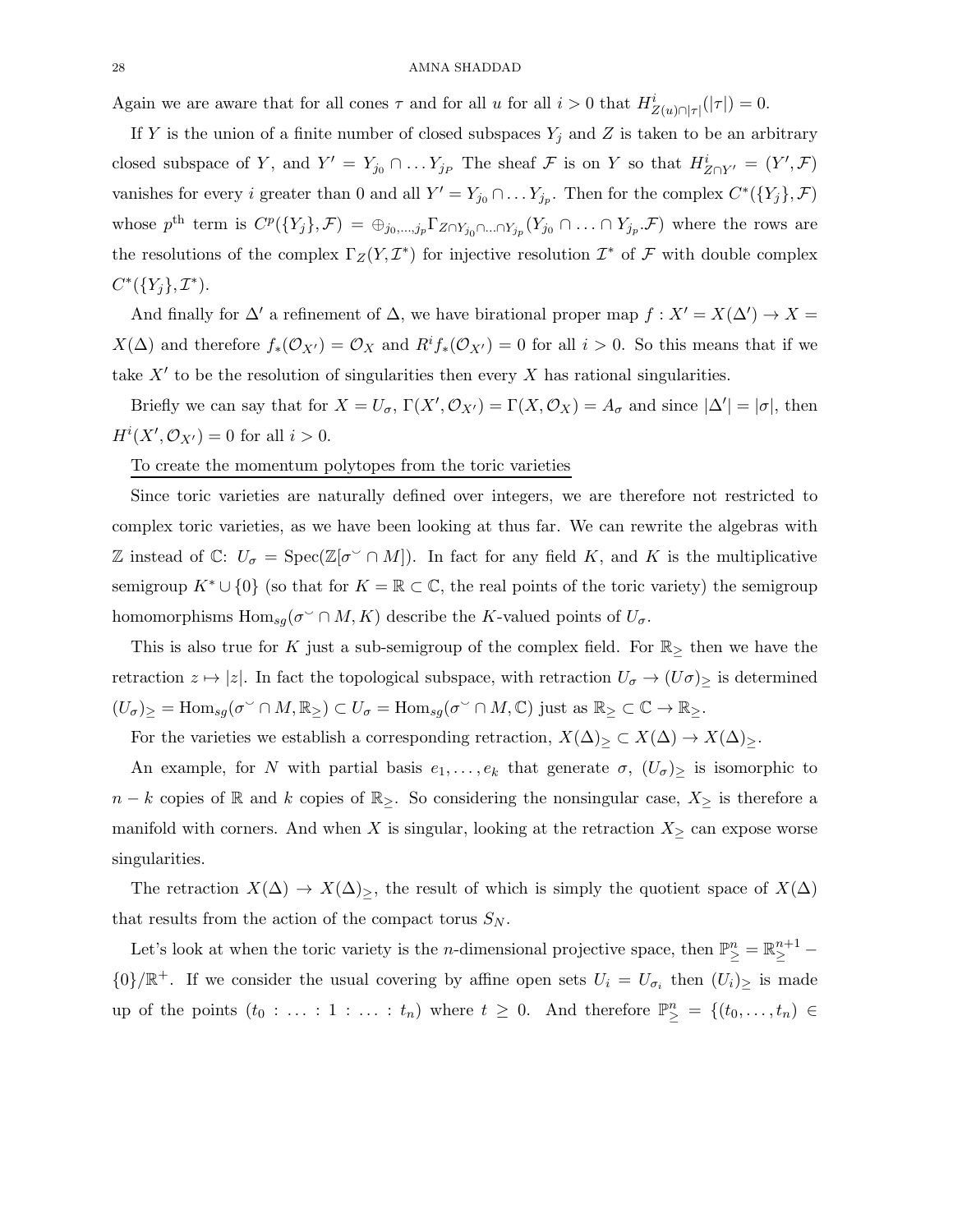Again we are aware that for all cones $\tau$ and for all $u$ for all $i > 0$ that $H^i_{Z(u)\cap|\tau|}(|\tau|) = 0$.

If $Y$ is the union of a finite number of closed subspaces $Y_j$ and $Z$ is taken to be an arbitrary closed subspace of $Y$, and $Y' = Y_{j_0} \cap \ldots Y_{j_P}$ The sheaf $\mathcal{F}$ is on $Y$ so that $H^i_{Z\cap Y'} = (Y', \mathcal{F})$ vanishes for every $i$ greater than 0 and all $Y' = Y_{j_0} \cap \ldots Y_{j_p}$. Then for the complex $C^*(\{Y_j\}, \mathcal{F})$ whose $p^{\text{th}}$ term is $C^p(\{Y_j\}, \mathcal{F}) = \oplus_{j_0,\ldots,j_p} \Gamma_{Z\cap Y_{j_0}\cap\ldots\cap Y_{j_p}}(Y_{j_0} \cap \ldots \cap Y_{j_p}.\mathcal{F})$ where the rows are the resolutions of the complex $\Gamma_Z(Y, \mathcal{I}^*)$ for injective resolution $\mathcal{I}^*$ of $\mathcal{F}$ with double complex $C^*(\{Y_j\}, \mathcal{I}^*)$.

And finally for $\Delta'$ a refinement of $\Delta$, we have birational proper map $f : X' = X(\Delta') \to X = X(\Delta)$ and therefore $f_*(\mathcal{O}_{X'}) = \mathcal{O}_X$ and $R^i f_*(\mathcal{O}_{X'}) = 0$ for all $i > 0$. So this means that if we take $X'$ to be the resolution of singularities then every $X$ has rational singularities.

Briefly we can say that for $X = U_\sigma$, $\Gamma(X', \mathcal{O}_{X'}) = \Gamma(X, \mathcal{O}_X) = A_\sigma$ and since $|\Delta'| = |\sigma|$, then $H^i(X', \mathcal{O}_{X'}) = 0$ for all $i > 0$.

<u>To create the momentum polytopes from the toric varieties</u>

Since toric varieties are naturally defined over integers, we are therefore not restricted to complex toric varieties, as we have been looking at thus far. We can rewrite the algebras with $\mathbb{Z}$ instead of $\mathbb{C}$: $U_\sigma = \text{Spec}(\mathbb{Z}[\sigma^\smile \cap M])$. In fact for any field $K$, and $K$ is the multiplicative semigroup $K^* \cup \{0\}$ (so that for $K = \mathbb{R} \subset \mathbb{C}$, the real points of the toric variety) the semigroup homomorphisms $\text{Hom}_{sg}(\sigma^\smile \cap M, K)$ describe the $K$-valued points of $U_\sigma$.

This is also true for $K$ just a sub-semigroup of the complex field. For $\mathbb{R}_\geq$ then we have the retraction $z \mapsto |z|$. In fact the topological subspace, with retraction $U_\sigma \to (U\sigma)_\geq$ is determined $(U_\sigma)_\geq = \text{Hom}_{sg}(\sigma^\smile \cap M, \mathbb{R}_\geq) \subset U_\sigma = \text{Hom}_{sg}(\sigma^\smile \cap M, \mathbb{C})$ just as $\mathbb{R}_\geq \subset \mathbb{C} \to \mathbb{R}_\geq$.

For the varieties we establish a corresponding retraction, $X(\Delta)_\geq \subset X(\Delta) \to X(\Delta)_\geq$.

An example, for $N$ with partial basis $e_1, \ldots, e_k$ that generate $\sigma$, $(U_\sigma)_\geq$ is isomorphic to $n - k$ copies of $\mathbb{R}$ and $k$ copies of $\mathbb{R}_\geq$. So considering the nonsingular case, $X_\geq$ is therefore a manifold with corners. And when $X$ is singular, looking at the retraction $X_\geq$ can expose worse singularities.

The retraction $X(\Delta) \to X(\Delta)_\geq$, the result of which is simply the quotient space of $X(\Delta)$ that results from the action of the compact torus $S_N$.

Let's look at when the toric variety is the $n$-dimensional projective space, then $\mathbb{P}^n_\geq = \mathbb{R}^{n+1}_\geq - \{0\}/\mathbb{R}^+$. If we consider the usual covering by affine open sets $U_i = U_{\sigma_i}$ then $(U_i)_\geq$ is made up of the points $(t_0 : \ldots : 1 : \ldots : t_n)$ where $t \geq 0$. And therefore $\mathbb{P}^n_\geq = \{(t_0, \ldots, t_n) \in$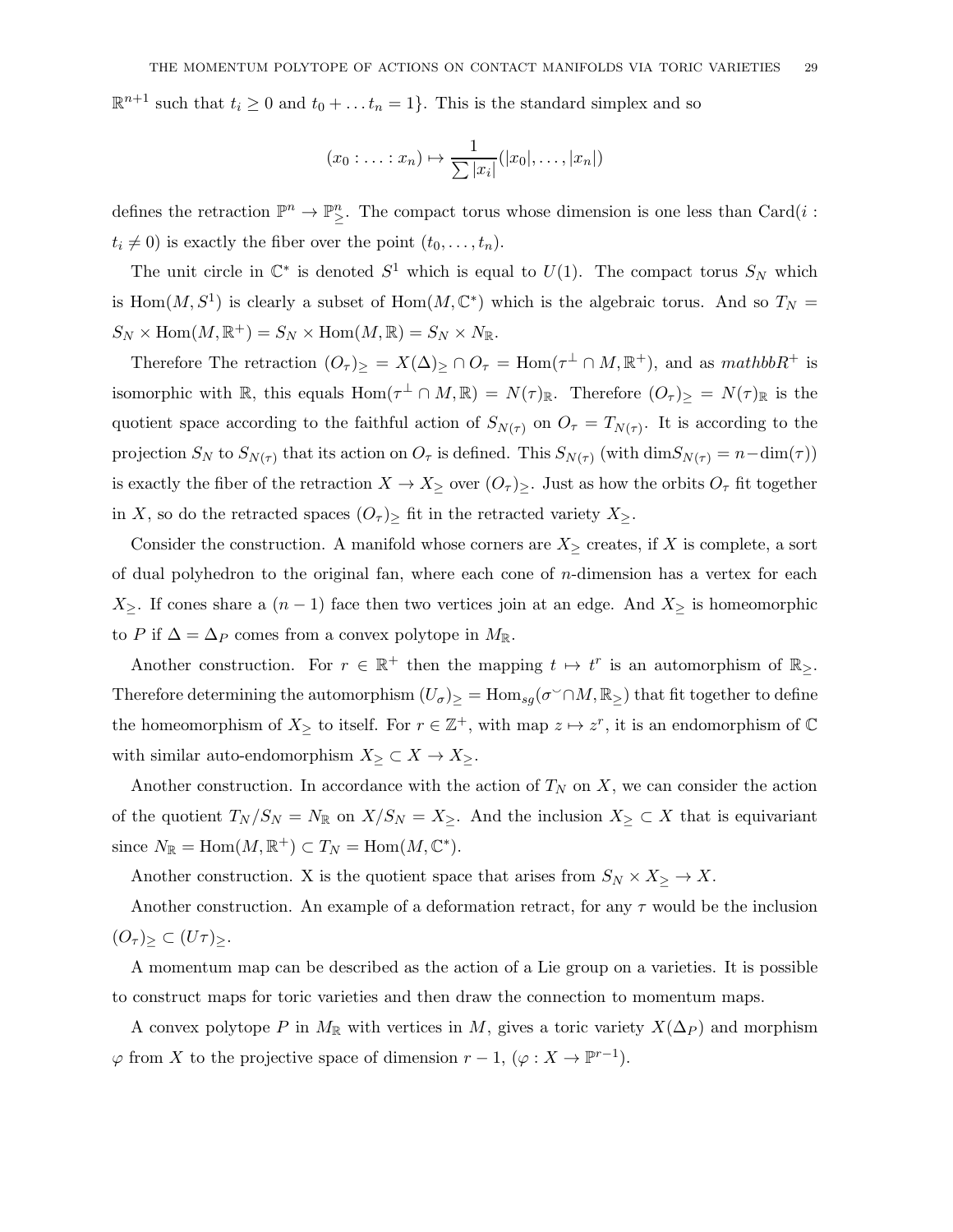$\mathbb{R}^{n+1}$ such that $t_i \geq 0$ and $t_0 + \dots t_n = 1\}$. This is the standard simplex and so

$$(x_0 : \dots : x_n) \mapsto \frac{1}{\sum |x_i|}(|x_0|, \dots, |x_n|)$$

defines the retraction $\mathbb{P}^n \to \mathbb{P}^n_{\geq}$. The compact torus whose dimension is one less than Card$(i : t_i \neq 0)$ is exactly the fiber over the point $(t_0, \dots, t_n)$.

The unit circle in $\mathbb{C}^*$ is denoted $S^1$ which is equal to $U(1)$. The compact torus $S_N$ which is $\text{Hom}(M, S^1)$ is clearly a subset of $\text{Hom}(M, \mathbb{C}^*)$ which is the algebraic torus. And so $T_N = S_N \times \text{Hom}(M, \mathbb{R}^+) = S_N \times \text{Hom}(M, \mathbb{R}) = S_N \times N_{\mathbb{R}}$.

Therefore The retraction $(O_\tau)_{\geq} = X(\Delta)_{\geq} \cap O_\tau = \text{Hom}(\tau^\perp \cap M, \mathbb{R}^+)$, and as $mathbbR^+$ is isomorphic with $\mathbb{R}$, this equals $\text{Hom}(\tau^\perp \cap M, \mathbb{R}) = N(\tau)_{\mathbb{R}}$. Therefore $(O_\tau)_{\geq} = N(\tau)_{\mathbb{R}}$ is the quotient space according to the faithful action of $S_{N(\tau)}$ on $O_\tau = T_{N(\tau)}$. It is according to the projection $S_N$ to $S_{N(\tau)}$ that its action on $O_\tau$ is defined. This $S_{N(\tau)}$ (with $\dim S_{N(\tau)} = n - \dim(\tau)$) is exactly the fiber of the retraction $X \to X_{\geq}$ over $(O_\tau)_{\geq}$. Just as how the orbits $O_\tau$ fit together in $X$, so do the retracted spaces $(O_\tau)_{\geq}$ fit in the retracted variety $X_{\geq}$.

Consider the construction. A manifold whose corners are $X_{\geq}$ creates, if $X$ is complete, a sort of dual polyhedron to the original fan, where each cone of $n$-dimension has a vertex for each $X_{\geq}$. If cones share a $(n-1)$ face then two vertices join at an edge. And $X_{\geq}$ is homeomorphic to $P$ if $\Delta = \Delta_P$ comes from a convex polytope in $M_{\mathbb{R}}$.

Another construction. For $r \in \mathbb{R}^+$ then the mapping $t \mapsto t^r$ is an automorphism of $\mathbb{R}_{\geq}$. Therefore determining the automorphism $(U_\sigma)_{\geq} = \text{Hom}_{sg}(\sigma^\vee \cap M, \mathbb{R}_{\geq})$ that fit together to define the homeomorphism of $X_{\geq}$ to itself. For $r \in \mathbb{Z}^+$, with map $z \mapsto z^r$, it is an endomorphism of $\mathbb{C}$ with similar auto-endomorphism $X_{\geq} \subset X \to X_{\geq}$.

Another construction. In accordance with the action of $T_N$ on $X$, we can consider the action of the quotient $T_N/S_N = N_{\mathbb{R}}$ on $X/S_N = X_{\geq}$. And the inclusion $X_{\geq} \subset X$ that is equivariant since $N_{\mathbb{R}} = \text{Hom}(M, \mathbb{R}^+) \subset T_N = \text{Hom}(M, \mathbb{C}^*)$.

Another construction. X is the quotient space that arises from $S_N \times X_{\geq} \to X$.

Another construction. An example of a deformation retract, for any $\tau$ would be the inclusion $(O_\tau)_{\geq} \subset (U\tau)_{\geq}$.

A momentum map can be described as the action of a Lie group on a varieties. It is possible to construct maps for toric varieties and then draw the connection to momentum maps.

A convex polytope $P$ in $M_{\mathbb{R}}$ with vertices in $M$, gives a toric variety $X(\Delta_P)$ and morphism $\varphi$ from $X$ to the projective space of dimension $r-1$, $(\varphi : X \to \mathbb{P}^{r-1})$.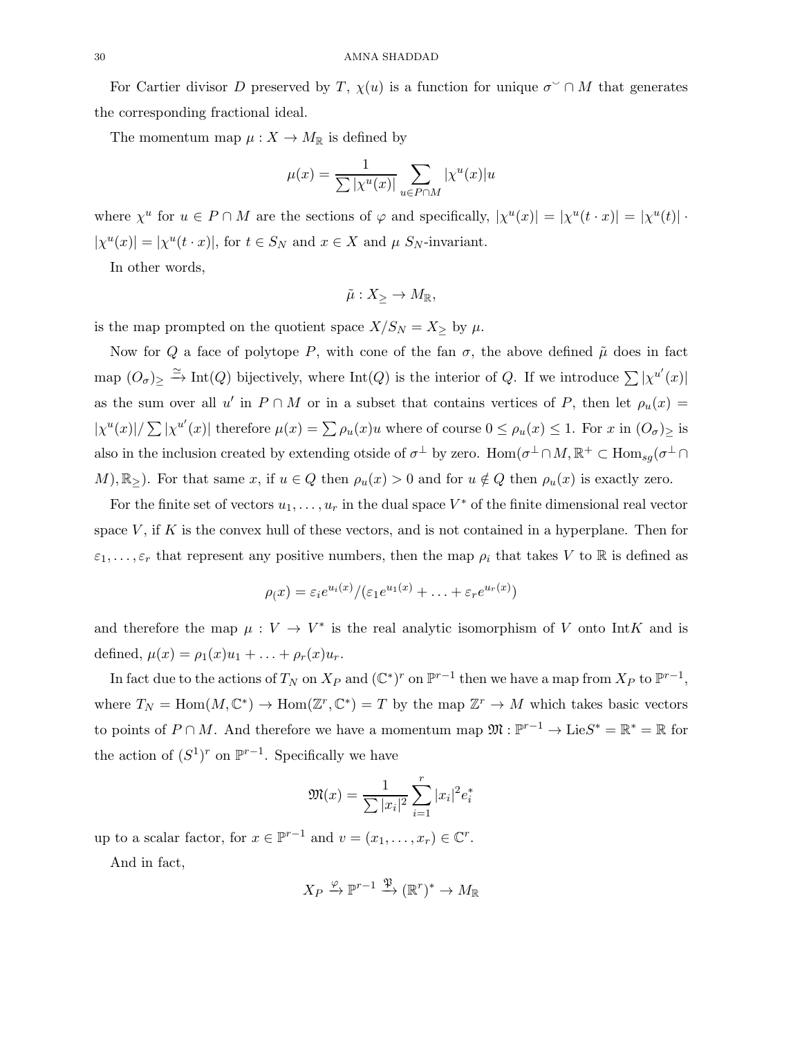For Cartier divisor $D$ preserved by $T$, $\chi(u)$ is a function for unique $\sigma^{\smile} \cap M$ that generates the corresponding fractional ideal.

The momentum map $\mu : X \to M_{\mathbb{R}}$ is defined by

$$\mu(x) = \frac{1}{\sum |\chi^u(x)|} \sum_{u \in P \cap M} |\chi^u(x)| u$$

where $\chi^u$ for $u \in P \cap M$ are the sections of $\varphi$ and specifically, $|\chi^u(x)| = |\chi^u(t \cdot x)| = |\chi^u(t)| \cdot |\chi^u(x)| = |\chi^u(t \cdot x)|$, for $t \in S_N$ and $x \in X$ and $\mu$ $S_N$-invariant.

In other words,

$$\tilde{\mu} : X_{\geq} \to M_{\mathbb{R}},$$

is the map prompted on the quotient space $X/S_N = X_{\geq}$ by $\mu$.

Now for $Q$ a face of polytope $P$, with cone of the fan $\sigma$, the above defined $\tilde{\mu}$ does in fact map $(O_\sigma)_{\geq} \xrightarrow{\simeq} \text{Int}(Q)$ bijectively, where $\text{Int}(Q)$ is the interior of $Q$. If we introduce $\sum |\chi^{u'}(x)|$ as the sum over all $u'$ in $P \cap M$ or in a subset that contains vertices of $P$, then let $\rho_u(x) = |\chi^u(x)| / \sum |\chi^{u'}(x)|$ therefore $\mu(x) = \sum \rho_u(x) u$ where of course $0 \leq \rho_u(x) \leq 1$. For $x$ in $(O_\sigma)_{\geq}$ is also in the inclusion created by extending otside of $\sigma^{\perp}$ by zero. $\text{Hom}(\sigma^{\perp} \cap M, \mathbb{R}^{+} \subset \text{Hom}_{sg}(\sigma^{\perp} \cap M), \mathbb{R}_{\geq})$. For that same $x$, if $u \in Q$ then $\rho_u(x) > 0$ and for $u \notin Q$ then $\rho_u(x)$ is exactly zero.

For the finite set of vectors $u_1, \ldots, u_r$ in the dual space $V^*$ of the finite dimensional real vector space $V$, if $K$ is the convex hull of these vectors, and is not contained in a hyperplane. Then for $\varepsilon_1, \ldots, \varepsilon_r$ that represent any positive numbers, then the map $\rho_i$ that takes $V$ to $\mathbb{R}$ is defined as

$$\rho_(x) = \varepsilon_i e^{u_i(x)} / (\varepsilon_1 e^{u_1(x)} + \ldots + \varepsilon_r e^{u_r(x)})$$

and therefore the map $\mu : V \to V^*$ is the real analytic isomorphism of $V$ onto $\text{Int}K$ and is defined, $\mu(x) = \rho_1(x) u_1 + \ldots + \rho_r(x) u_r$.

In fact due to the actions of $T_N$ on $X_P$ and $(\mathbb{C}^*)^r$ on $\mathbb{P}^{r-1}$ then we have a map from $X_P$ to $\mathbb{P}^{r-1}$, where $T_N = \text{Hom}(M, \mathbb{C}^*) \to \text{Hom}(\mathbb{Z}^r, \mathbb{C}^*) = T$ by the map $\mathbb{Z}^r \to M$ which takes basic vectors to points of $P \cap M$. And therefore we have a momentum map $\mathfrak{M} : \mathbb{P}^{r-1} \to \text{Lie}S^* = \mathbb{R}^* = \mathbb{R}$ for the action of $(S^1)^r$ on $\mathbb{P}^{r-1}$. Specifically we have

$$\mathfrak{M}(x) = \frac{1}{\sum |x_i|^2} \sum_{i=1}^{r} |x_i|^2 e_i^*$$

up to a scalar factor, for $x \in \mathbb{P}^{r-1}$ and $v = (x_1, \ldots, x_r) \in \mathbb{C}^r$.

And in fact,

$$X_P \xrightarrow{\varphi} \mathbb{P}^{r-1} \xrightarrow{\mathfrak{P}} (\mathbb{R}^r)^* \to M_{\mathbb{R}}$$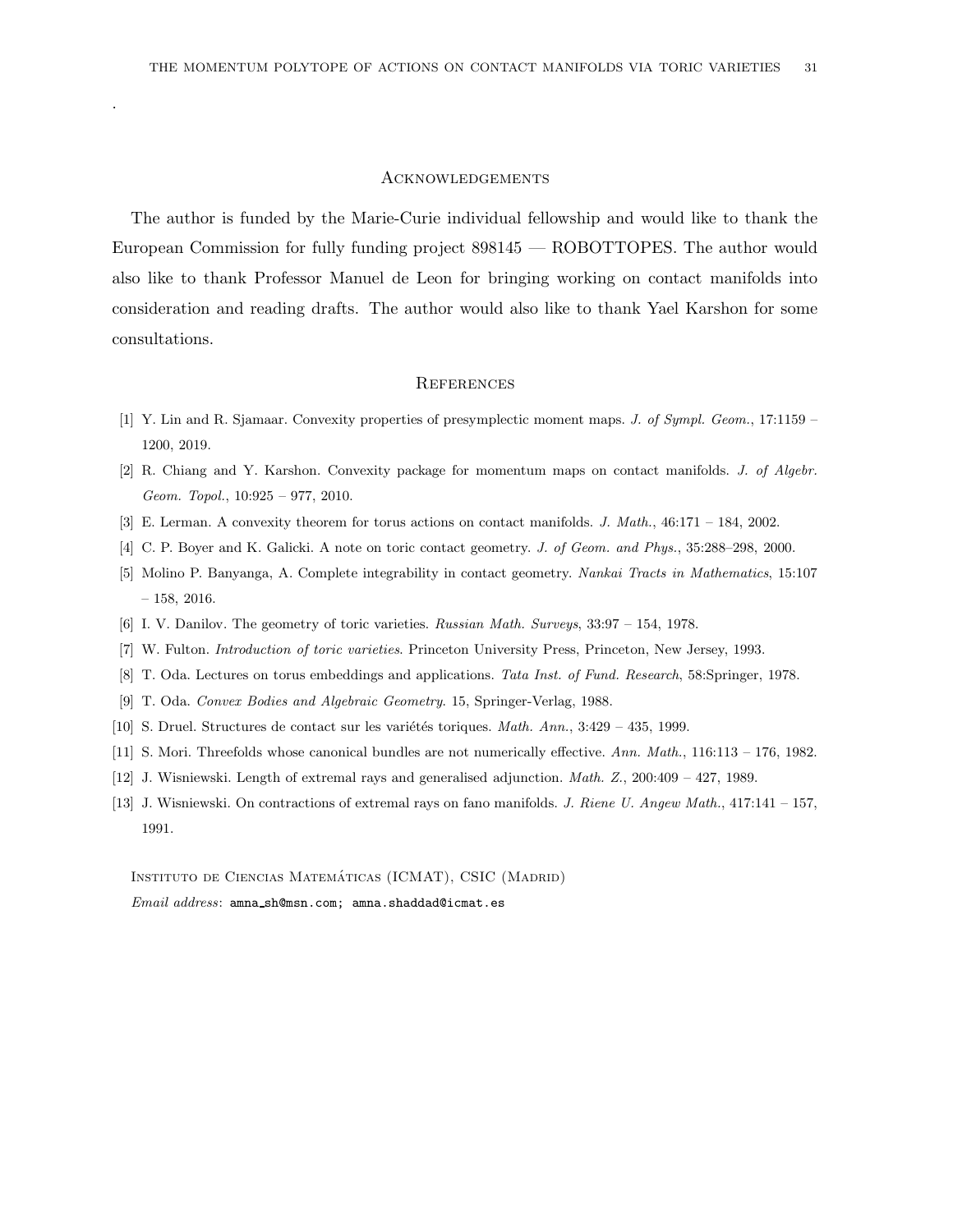.

## Acknowledgements

The author is funded by the Marie-Curie individual fellowship and would like to thank the European Commission for fully funding project 898145 — ROBOTTOPES. The author would also like to thank Professor Manuel de Leon for bringing working on contact manifolds into consideration and reading drafts. The author would also like to thank Yael Karshon for some consultations.

## References

[1] Y. Lin and R. Sjamaar. Convexity properties of presymplectic moment maps. *J. of Sympl. Geom.*, 17:1159 – 1200, 2019.

[2] R. Chiang and Y. Karshon. Convexity package for momentum maps on contact manifolds. *J. of Algebr. Geom. Topol.*, 10:925 – 977, 2010.

[3] E. Lerman. A convexity theorem for torus actions on contact manifolds. *J. Math.*, 46:171 – 184, 2002.

[4] C. P. Boyer and K. Galicki. A note on toric contact geometry. *J. of Geom. and Phys.*, 35:288–298, 2000.

[5] Molino P. Banyanga, A. Complete integrability in contact geometry. *Nankai Tracts in Mathematics*, 15:107 – 158, 2016.

[6] I. V. Danilov. The geometry of toric varieties. *Russian Math. Surveys*, 33:97 – 154, 1978.

[7] W. Fulton. *Introduction of toric varieties*. Princeton University Press, Princeton, New Jersey, 1993.

[8] T. Oda. Lectures on torus embeddings and applications. *Tata Inst. of Fund. Research*, 58:Springer, 1978.

[9] T. Oda. *Convex Bodies and Algebraic Geometry.* 15, Springer-Verlag, 1988.

[10] S. Druel. Structures de contact sur les variétés toriques. *Math. Ann.*, 3:429 – 435, 1999.

[11] S. Mori. Threefolds whose canonical bundles are not numerically effective. *Ann. Math.*, 116:113 – 176, 1982.

[12] J. Wisniewski. Length of extremal rays and generalised adjunction. *Math. Z.*, 200:409 – 427, 1989.

[13] J. Wisniewski. On contractions of extremal rays on fano manifolds. *J. Riene U. Angew Math.*, 417:141 – 157, 1991.

Instituto de Ciencias Matemáticas (ICMAT), CSIC (Madrid)

*Email address*: `amna_sh@msn.com; amna.shaddad@icmat.es`